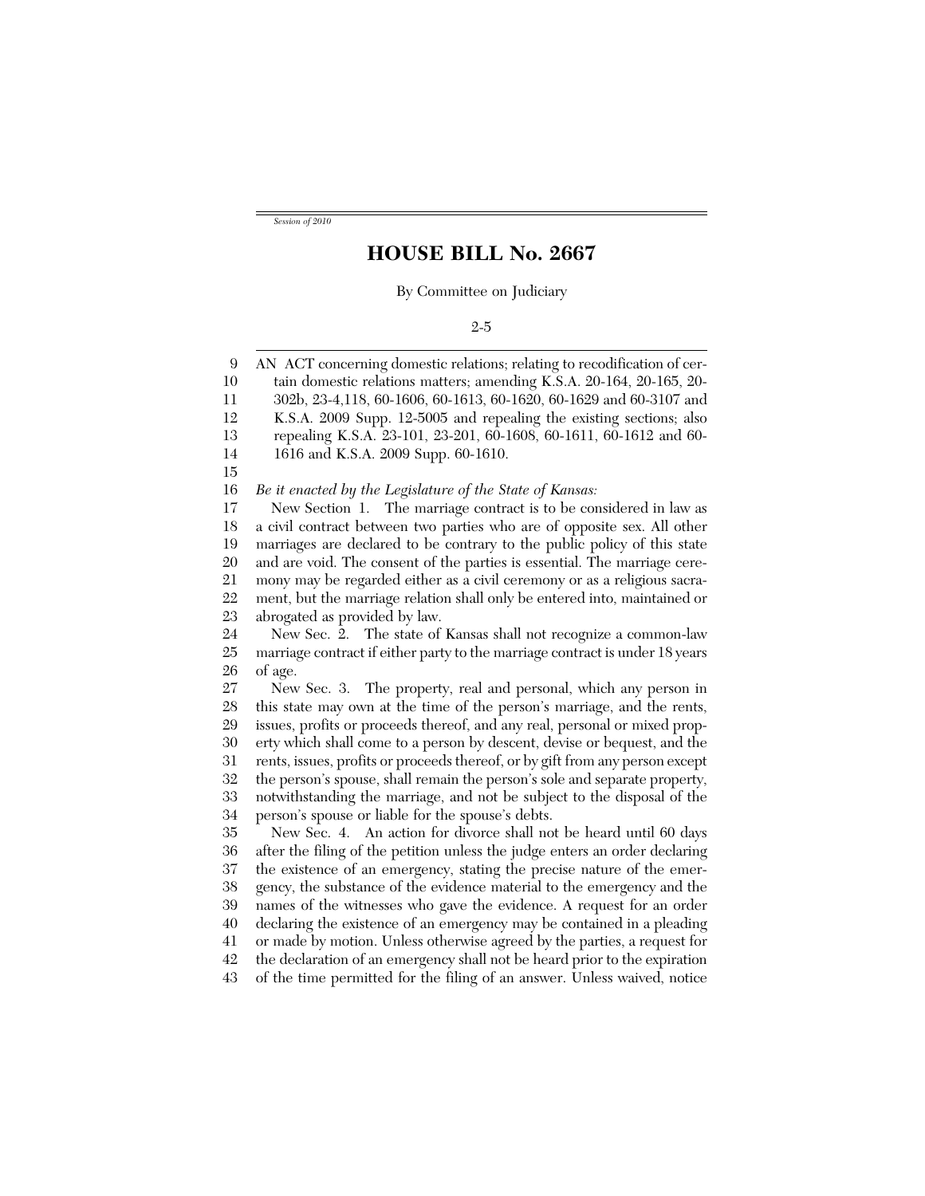*Session of 2010*

# HOUSE BILL No. 2667

By Committee on Judiciary

2-5

AN ACT concerning domestic relations; relating to recodification of certain domestic relations matters; amending K.S.A. 20-164, 20-165, 20-302b, 23-4,118, 60-1606, 60-1613, 60-1620, 60-1629 and 60-3107 and K.S.A. 2009 Supp. 12-5005 and repealing the existing sections; also repealing K.S.A. 23-101, 23-201, 60-1608, 60-1611, 60-1612 and 60-1616 and K.S.A. 2009 Supp. 60-1610.

*Be it enacted by the Legislature of the State of Kansas:*

New Section 1. The marriage contract is to be considered in law as a civil contract between two parties who are of opposite sex. All other marriages are declared to be contrary to the public policy of this state and are void. The consent of the parties is essential. The marriage ceremony may be regarded either as a civil ceremony or as a religious sacrament, but the marriage relation shall only be entered into, maintained or abrogated as provided by law.

New Sec. 2. The state of Kansas shall not recognize a common-law marriage contract if either party to the marriage contract is under 18 years of age.

New Sec. 3. The property, real and personal, which any person in this state may own at the time of the person's marriage, and the rents, issues, profits or proceeds thereof, and any real, personal or mixed property which shall come to a person by descent, devise or bequest, and the rents, issues, profits or proceeds thereof, or by gift from any person except the person's spouse, shall remain the person's sole and separate property, notwithstanding the marriage, and not be subject to the disposal of the person's spouse or liable for the spouse's debts.

New Sec. 4. An action for divorce shall not be heard until 60 days after the filing of the petition unless the judge enters an order declaring the existence of an emergency, stating the precise nature of the emergency, the substance of the evidence material to the emergency and the names of the witnesses who gave the evidence. A request for an order declaring the existence of an emergency may be contained in a pleading or made by motion. Unless otherwise agreed by the parties, a request for the declaration of an emergency shall not be heard prior to the expiration of the time permitted for the filing of an answer. Unless waived, notice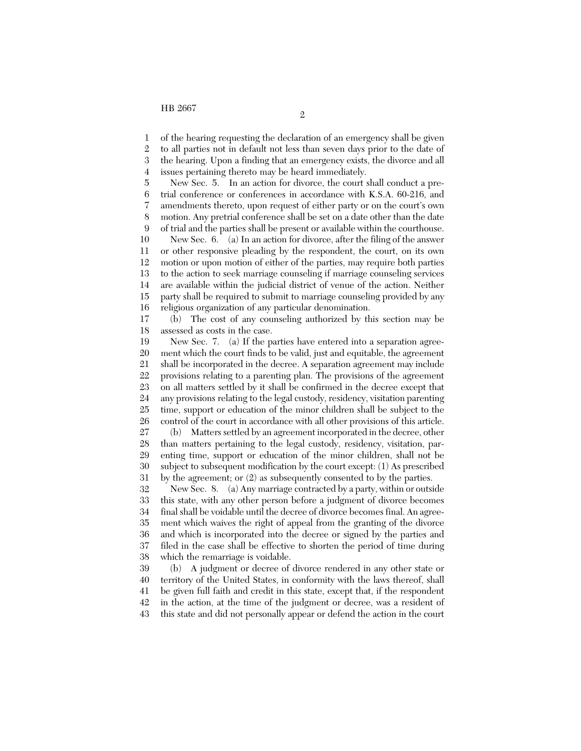of the hearing requesting the declaration of an emergency shall be given to all parties not in default not less than seven days prior to the date of the hearing. Upon a finding that an emergency exists, the divorce and all issues pertaining thereto may be heard immediately.

New Sec. 5. In an action for divorce, the court shall conduct a pretrial conference or conferences in accordance with K.S.A. 60-216, and amendments thereto, upon request of either party or on the court's own motion. Any pretrial conference shall be set on a date other than the date of trial and the parties shall be present or available within the courthouse.

New Sec. 6. (a) In an action for divorce, after the filing of the answer or other responsive pleading by the respondent, the court, on its own motion or upon motion of either of the parties, may require both parties to the action to seek marriage counseling if marriage counseling services are available within the judicial district of venue of the action. Neither party shall be required to submit to marriage counseling provided by any religious organization of any particular denomination.

(b) The cost of any counseling authorized by this section may be assessed as costs in the case.

New Sec. 7. (a) If the parties have entered into a separation agreement which the court finds to be valid, just and equitable, the agreement shall be incorporated in the decree. A separation agreement may include provisions relating to a parenting plan. The provisions of the agreement on all matters settled by it shall be confirmed in the decree except that any provisions relating to the legal custody, residency, visitation parenting time, support or education of the minor children shall be subject to the control of the court in accordance with all other provisions of this article.

(b) Matters settled by an agreement incorporated in the decree, other than matters pertaining to the legal custody, residency, visitation, parenting time, support or education of the minor children, shall not be subject to subsequent modification by the court except: (1) As prescribed by the agreement; or (2) as subsequently consented to by the parties.

New Sec. 8. (a) Any marriage contracted by a party, within or outside this state, with any other person before a judgment of divorce becomes final shall be voidable until the decree of divorce becomes final. An agreement which waives the right of appeal from the granting of the divorce and which is incorporated into the decree or signed by the parties and filed in the case shall be effective to shorten the period of time during which the remarriage is voidable.

(b) A judgment or decree of divorce rendered in any other state or territory of the United States, in conformity with the laws thereof, shall be given full faith and credit in this state, except that, if the respondent in the action, at the time of the judgment or decree, was a resident of this state and did not personally appear or defend the action in the court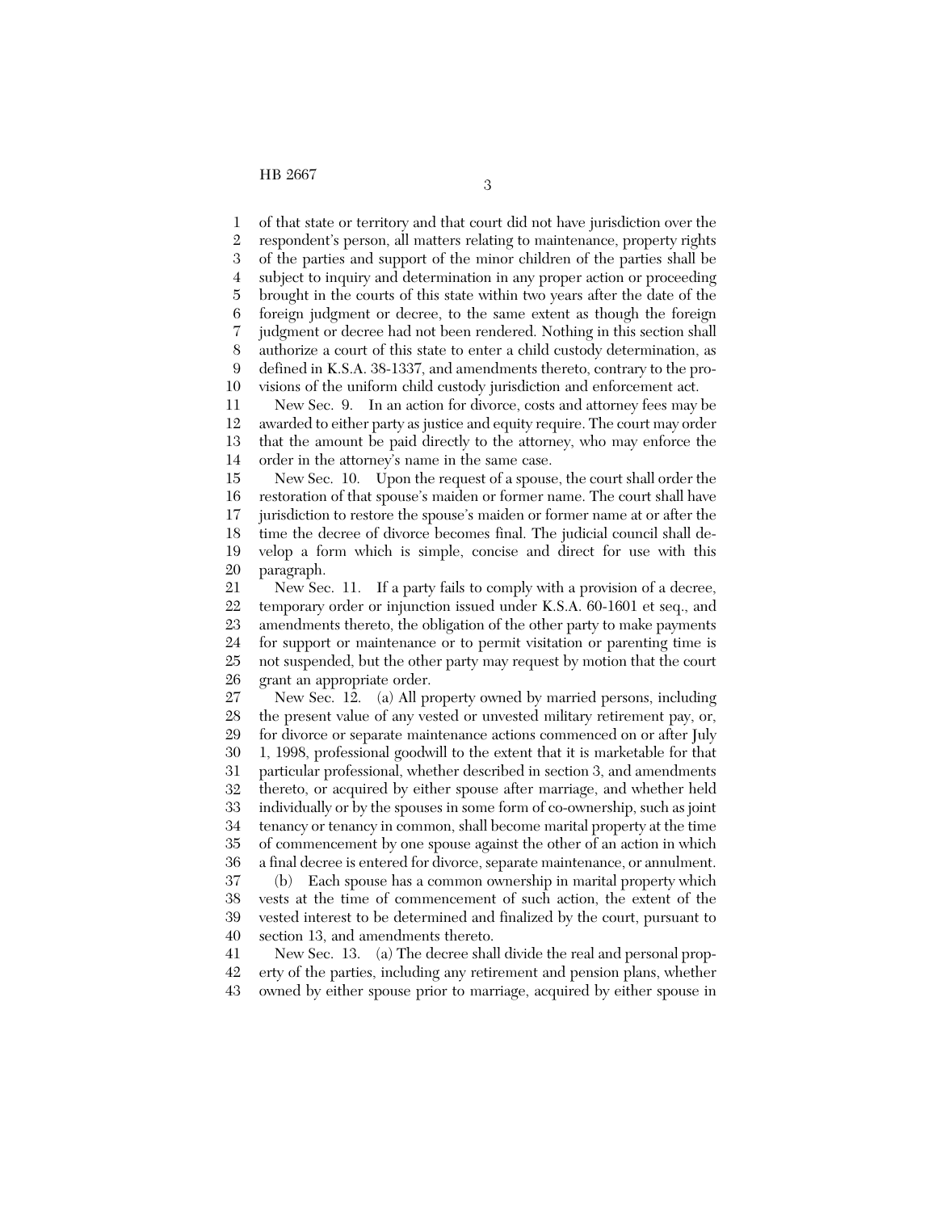of that state or territory and that court did not have jurisdiction over the respondent's person, all matters relating to maintenance, property rights of the parties and support of the minor children of the parties shall be subject to inquiry and determination in any proper action or proceeding brought in the courts of this state within two years after the date of the foreign judgment or decree, to the same extent as though the foreign judgment or decree had not been rendered. Nothing in this section shall authorize a court of this state to enter a child custody determination, as defined in K.S.A. 38-1337, and amendments thereto, contrary to the provisions of the uniform child custody jurisdiction and enforcement act.

New Sec. 9. In an action for divorce, costs and attorney fees may be awarded to either party as justice and equity require. The court may order that the amount be paid directly to the attorney, who may enforce the order in the attorney's name in the same case.

New Sec. 10. Upon the request of a spouse, the court shall order the restoration of that spouse's maiden or former name. The court shall have jurisdiction to restore the spouse's maiden or former name at or after the time the decree of divorce becomes final. The judicial council shall develop a form which is simple, concise and direct for use with this paragraph.

New Sec. 11. If a party fails to comply with a provision of a decree, temporary order or injunction issued under K.S.A. 60-1601 et seq., and amendments thereto, the obligation of the other party to make payments for support or maintenance or to permit visitation or parenting time is not suspended, but the other party may request by motion that the court grant an appropriate order.

New Sec. 12. (a) All property owned by married persons, including the present value of any vested or unvested military retirement pay, or, for divorce or separate maintenance actions commenced on or after July 1, 1998, professional goodwill to the extent that it is marketable for that particular professional, whether described in section 3, and amendments thereto, or acquired by either spouse after marriage, and whether held individually or by the spouses in some form of co-ownership, such as joint tenancy or tenancy in common, shall become marital property at the time of commencement by one spouse against the other of an action in which a final decree is entered for divorce, separate maintenance, or annulment.

(b) Each spouse has a common ownership in marital property which vests at the time of commencement of such action, the extent of the vested interest to be determined and finalized by the court, pursuant to section 13, and amendments thereto.

New Sec. 13. (a) The decree shall divide the real and personal property of the parties, including any retirement and pension plans, whether owned by either spouse prior to marriage, acquired by either spouse in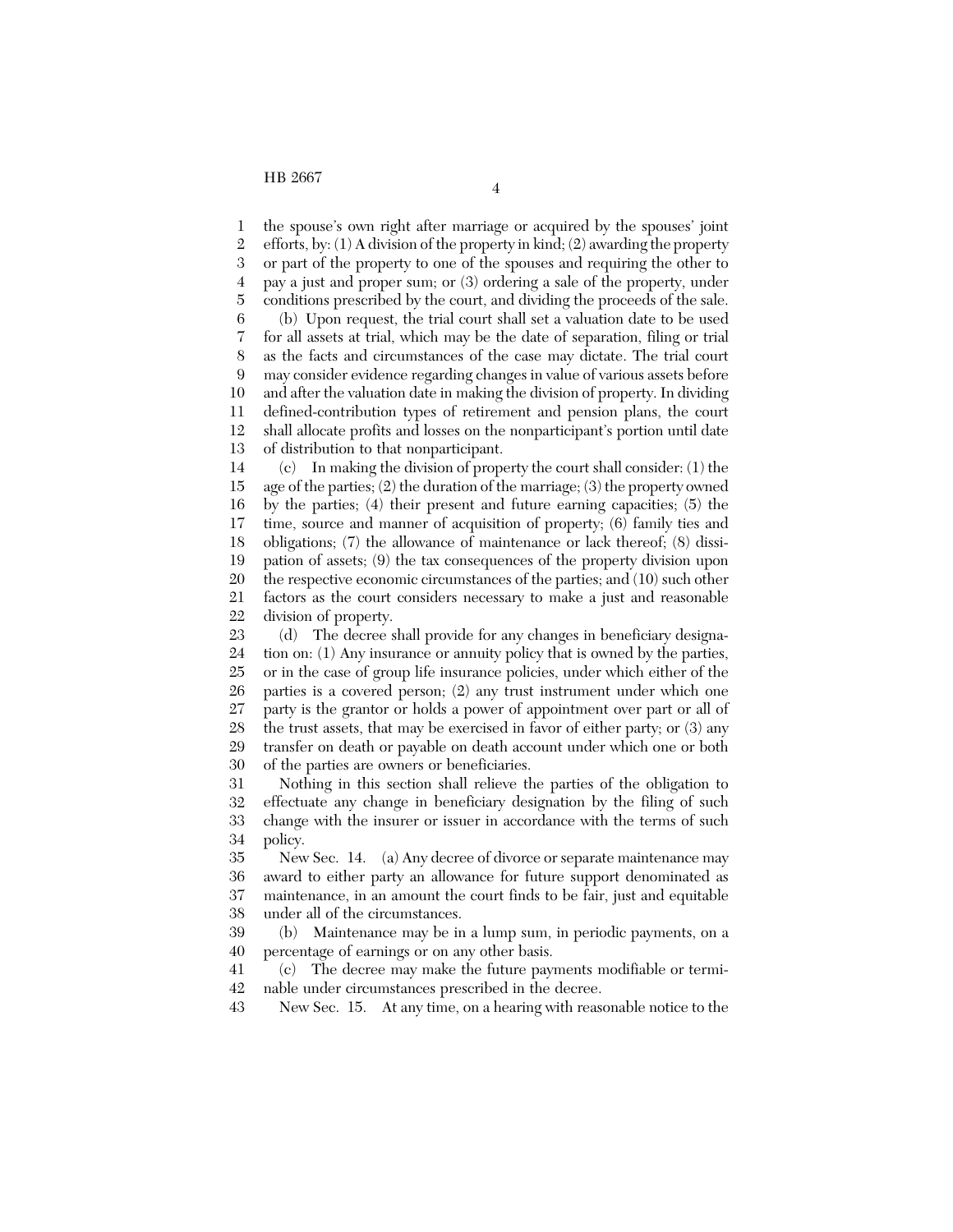the spouse's own right after marriage or acquired by the spouses' joint efforts, by: (1) A division of the property in kind; (2) awarding the property or part of the property to one of the spouses and requiring the other to pay a just and proper sum; or (3) ordering a sale of the property, under conditions prescribed by the court, and dividing the proceeds of the sale.

(b) Upon request, the trial court shall set a valuation date to be used for all assets at trial, which may be the date of separation, filing or trial as the facts and circumstances of the case may dictate. The trial court may consider evidence regarding changes in value of various assets before and after the valuation date in making the division of property. In dividing defined-contribution types of retirement and pension plans, the court shall allocate profits and losses on the nonparticipant's portion until date of distribution to that nonparticipant.

(c) In making the division of property the court shall consider: (1) the age of the parties; (2) the duration of the marriage; (3) the property owned by the parties; (4) their present and future earning capacities; (5) the time, source and manner of acquisition of property; (6) family ties and obligations; (7) the allowance of maintenance or lack thereof; (8) dissipation of assets; (9) the tax consequences of the property division upon the respective economic circumstances of the parties; and (10) such other factors as the court considers necessary to make a just and reasonable division of property.

(d) The decree shall provide for any changes in beneficiary designation on: (1) Any insurance or annuity policy that is owned by the parties, or in the case of group life insurance policies, under which either of the parties is a covered person; (2) any trust instrument under which one party is the grantor or holds a power of appointment over part or all of the trust assets, that may be exercised in favor of either party; or (3) any transfer on death or payable on death account under which one or both of the parties are owners or beneficiaries.

Nothing in this section shall relieve the parties of the obligation to effectuate any change in beneficiary designation by the filing of such change with the insurer or issuer in accordance with the terms of such policy.

New Sec. 14. (a) Any decree of divorce or separate maintenance may award to either party an allowance for future support denominated as maintenance, in an amount the court finds to be fair, just and equitable under all of the circumstances.

(b) Maintenance may be in a lump sum, in periodic payments, on a percentage of earnings or on any other basis.

(c) The decree may make the future payments modifiable or terminable under circumstances prescribed in the decree.

New Sec. 15. At any time, on a hearing with reasonable notice to the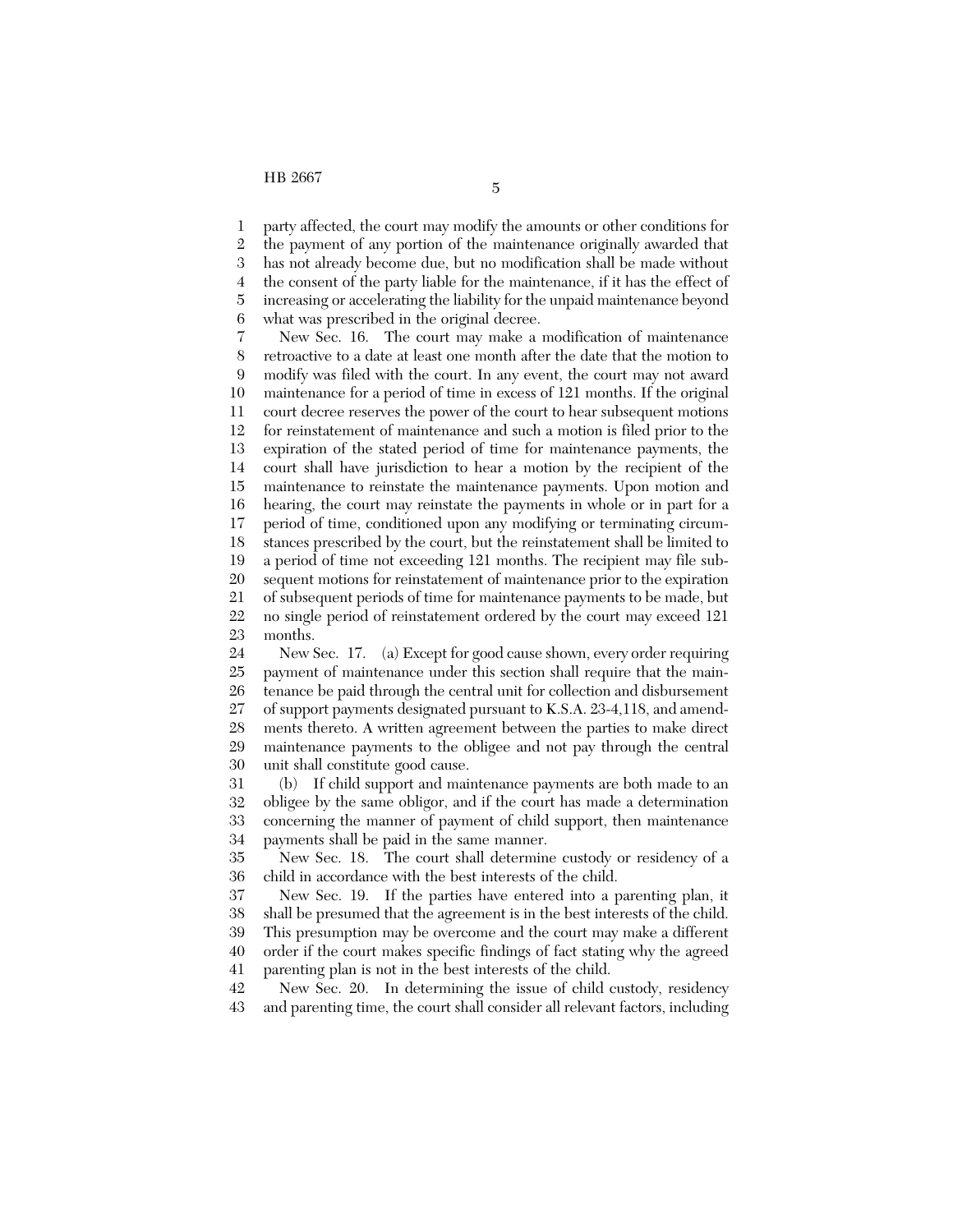party affected, the court may modify the amounts or other conditions for the payment of any portion of the maintenance originally awarded that has not already become due, but no modification shall be made without the consent of the party liable for the maintenance, if it has the effect of increasing or accelerating the liability for the unpaid maintenance beyond what was prescribed in the original decree.

New Sec. 16. The court may make a modification of maintenance retroactive to a date at least one month after the date that the motion to modify was filed with the court. In any event, the court may not award maintenance for a period of time in excess of 121 months. If the original court decree reserves the power of the court to hear subsequent motions for reinstatement of maintenance and such a motion is filed prior to the expiration of the stated period of time for maintenance payments, the court shall have jurisdiction to hear a motion by the recipient of the maintenance to reinstate the maintenance payments. Upon motion and hearing, the court may reinstate the payments in whole or in part for a period of time, conditioned upon any modifying or terminating circumstances prescribed by the court, but the reinstatement shall be limited to a period of time not exceeding 121 months. The recipient may file subsequent motions for reinstatement of maintenance prior to the expiration of subsequent periods of time for maintenance payments to be made, but no single period of reinstatement ordered by the court may exceed 121 months.

New Sec. 17. (a) Except for good cause shown, every order requiring payment of maintenance under this section shall require that the maintenance be paid through the central unit for collection and disbursement of support payments designated pursuant to K.S.A. 23-4,118, and amendments thereto. A written agreement between the parties to make direct maintenance payments to the obligee and not pay through the central unit shall constitute good cause.

(b) If child support and maintenance payments are both made to an obligee by the same obligor, and if the court has made a determination concerning the manner of payment of child support, then maintenance payments shall be paid in the same manner.

New Sec. 18. The court shall determine custody or residency of a child in accordance with the best interests of the child.

New Sec. 19. If the parties have entered into a parenting plan, it shall be presumed that the agreement is in the best interests of the child. This presumption may be overcome and the court may make a different order if the court makes specific findings of fact stating why the agreed parenting plan is not in the best interests of the child.

New Sec. 20. In determining the issue of child custody, residency and parenting time, the court shall consider all relevant factors, including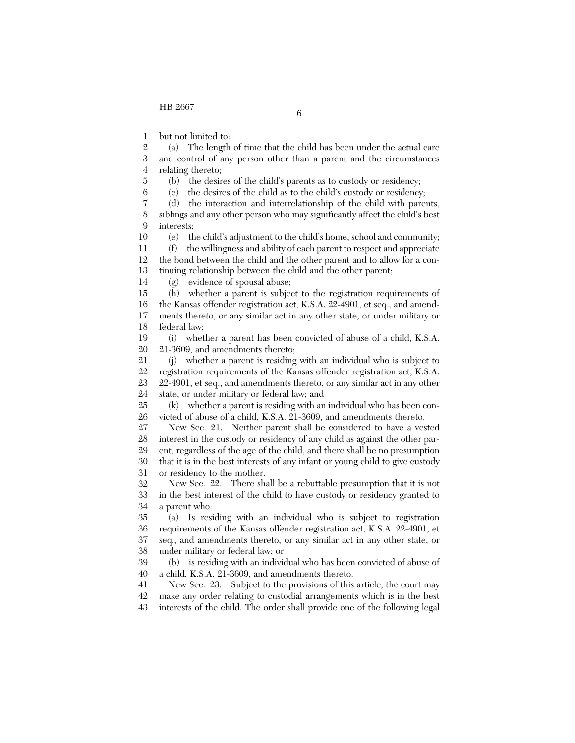but not limited to:

(a) The length of time that the child has been under the actual care and control of any person other than a parent and the circumstances relating thereto;

(b) the desires of the child's parents as to custody or residency;

(c) the desires of the child as to the child's custody or residency;

(d) the interaction and interrelationship of the child with parents, siblings and any other person who may significantly affect the child's best interests;

(e) the child's adjustment to the child's home, school and community;

(f) the willingness and ability of each parent to respect and appreciate the bond between the child and the other parent and to allow for a continuing relationship between the child and the other parent;

(g) evidence of spousal abuse;

(h) whether a parent is subject to the registration requirements of the Kansas offender registration act, K.S.A. 22-4901, et seq., and amendments thereto, or any similar act in any other state, or under military or federal law;

(i) whether a parent has been convicted of abuse of a child, K.S.A. 21-3609, and amendments thereto;

(j) whether a parent is residing with an individual who is subject to registration requirements of the Kansas offender registration act, K.S.A. 22-4901, et seq., and amendments thereto, or any similar act in any other state, or under military or federal law; and

(k) whether a parent is residing with an individual who has been convicted of abuse of a child, K.S.A. 21-3609, and amendments thereto.

New Sec. 21. Neither parent shall be considered to have a vested interest in the custody or residency of any child as against the other parent, regardless of the age of the child, and there shall be no presumption that it is in the best interests of any infant or young child to give custody or residency to the mother.

New Sec. 22. There shall be a rebuttable presumption that it is not in the best interest of the child to have custody or residency granted to a parent who:

(a) Is residing with an individual who is subject to registration requirements of the Kansas offender registration act, K.S.A. 22-4901, et seq., and amendments thereto, or any similar act in any other state, or under military or federal law; or

(b) is residing with an individual who has been convicted of abuse of a child, K.S.A. 21-3609, and amendments thereto.

New Sec. 23. Subject to the provisions of this article, the court may make any order relating to custodial arrangements which is in the best interests of the child. The order shall provide one of the following legal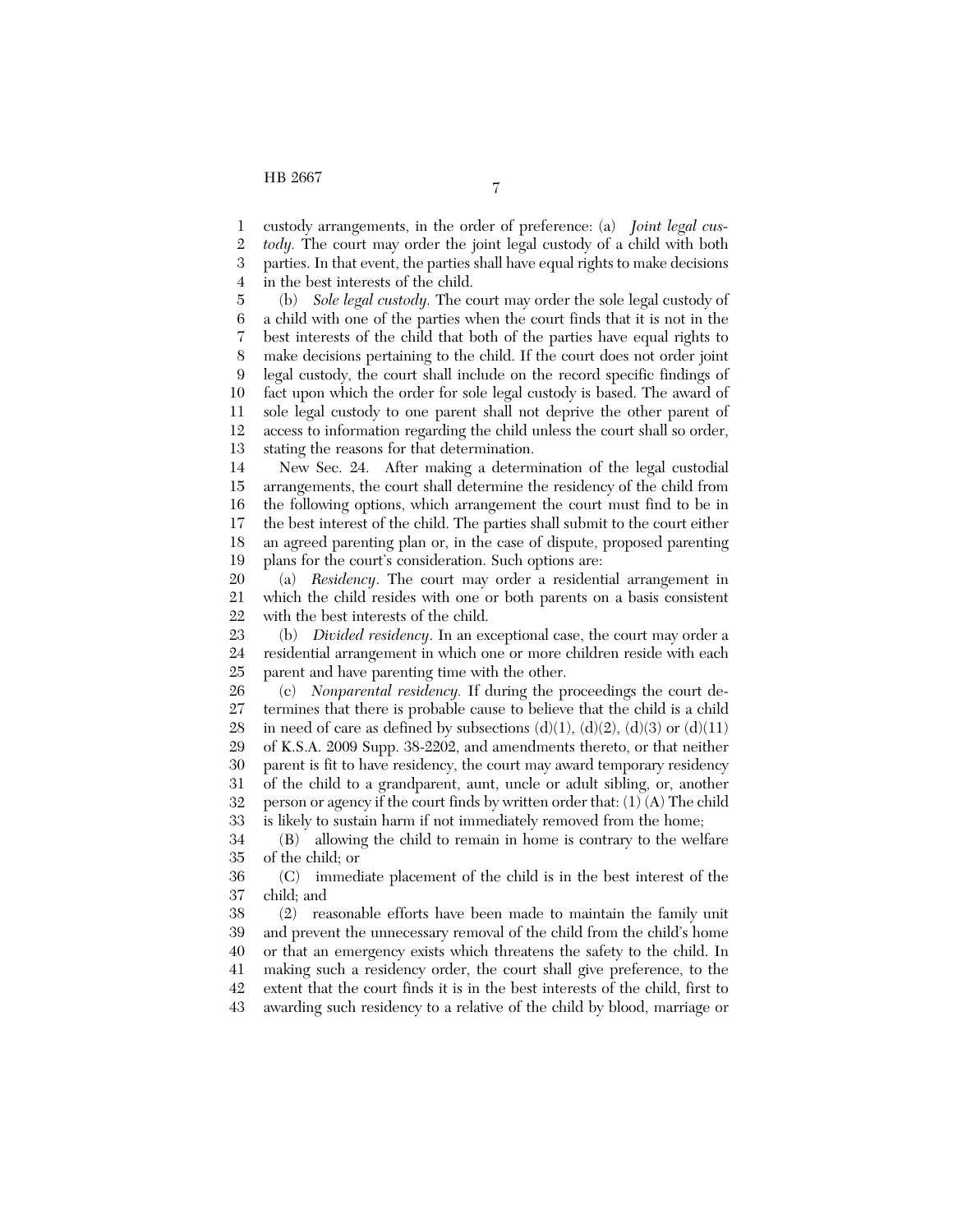custody arrangements, in the order of preference: (a) *Joint legal custody.* The court may order the joint legal custody of a child with both parties. In that event, the parties shall have equal rights to make decisions in the best interests of the child.

(b) *Sole legal custody.* The court may order the sole legal custody of a child with one of the parties when the court finds that it is not in the best interests of the child that both of the parties have equal rights to make decisions pertaining to the child. If the court does not order joint legal custody, the court shall include on the record specific findings of fact upon which the order for sole legal custody is based. The award of sole legal custody to one parent shall not deprive the other parent of access to information regarding the child unless the court shall so order, stating the reasons for that determination.

New Sec. 24. After making a determination of the legal custodial arrangements, the court shall determine the residency of the child from the following options, which arrangement the court must find to be in the best interest of the child. The parties shall submit to the court either an agreed parenting plan or, in the case of dispute, proposed parenting plans for the court's consideration. Such options are:

(a) *Residency*. The court may order a residential arrangement in which the child resides with one or both parents on a basis consistent with the best interests of the child.

(b) *Divided residency*. In an exceptional case, the court may order a residential arrangement in which one or more children reside with each parent and have parenting time with the other.

(c) *Nonparental residency.* If during the proceedings the court determines that there is probable cause to believe that the child is a child in need of care as defined by subsections (d)(1), (d)(2), (d)(3) or (d)(11) of K.S.A. 2009 Supp. 38-2202, and amendments thereto, or that neither parent is fit to have residency, the court may award temporary residency of the child to a grandparent, aunt, uncle or adult sibling, or, another person or agency if the court finds by written order that: (1) (A) The child is likely to sustain harm if not immediately removed from the home;

(B) allowing the child to remain in home is contrary to the welfare of the child; or

(C) immediate placement of the child is in the best interest of the child; and

(2) reasonable efforts have been made to maintain the family unit and prevent the unnecessary removal of the child from the child's home or that an emergency exists which threatens the safety to the child. In making such a residency order, the court shall give preference, to the extent that the court finds it is in the best interests of the child, first to awarding such residency to a relative of the child by blood, marriage or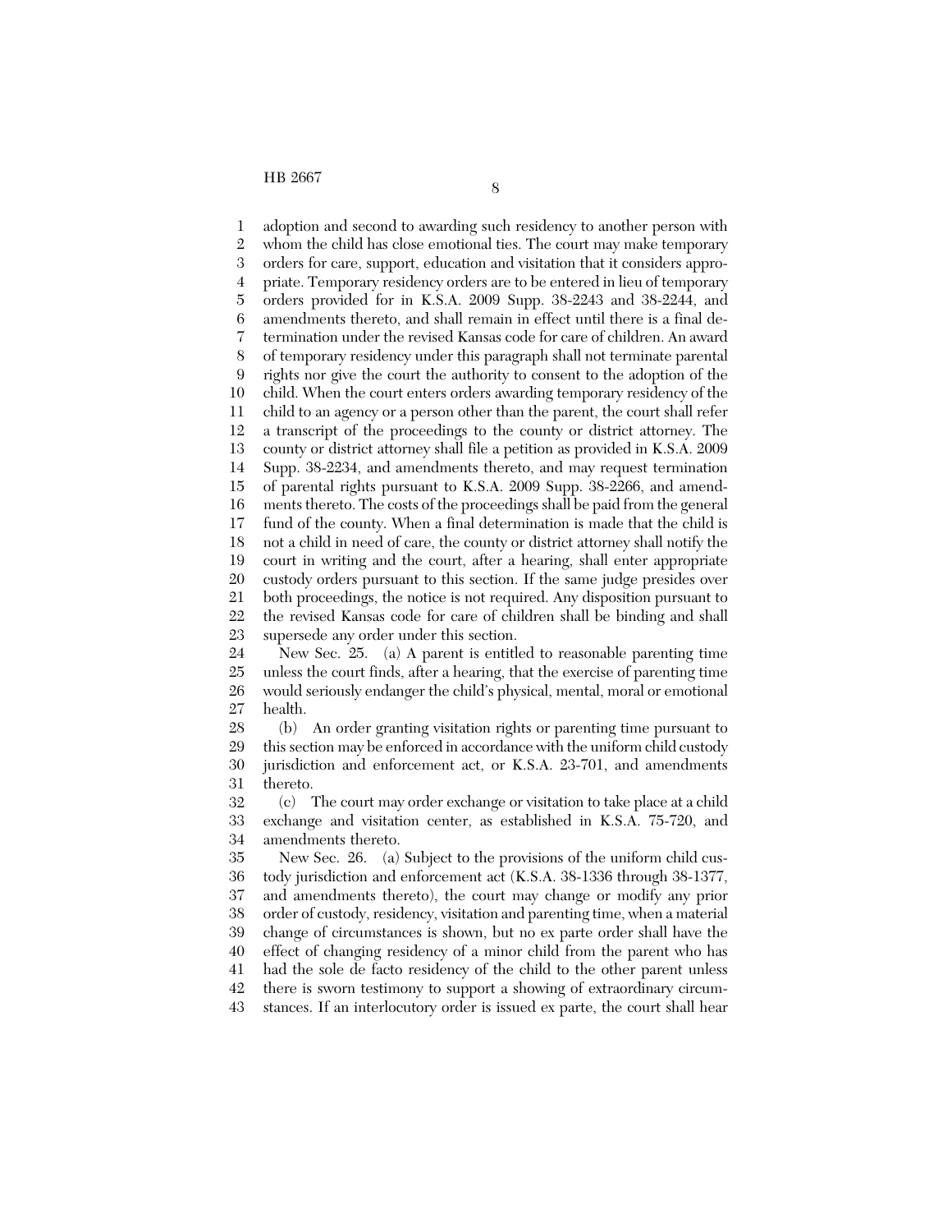adoption and second to awarding such residency to another person with whom the child has close emotional ties. The court may make temporary orders for care, support, education and visitation that it considers appropriate. Temporary residency orders are to be entered in lieu of temporary orders provided for in K.S.A. 2009 Supp. 38-2243 and 38-2244, and amendments thereto, and shall remain in effect until there is a final determination under the revised Kansas code for care of children. An award of temporary residency under this paragraph shall not terminate parental rights nor give the court the authority to consent to the adoption of the child. When the court enters orders awarding temporary residency of the child to an agency or a person other than the parent, the court shall refer a transcript of the proceedings to the county or district attorney. The county or district attorney shall file a petition as provided in K.S.A. 2009 Supp. 38-2234, and amendments thereto, and may request termination of parental rights pursuant to K.S.A. 2009 Supp. 38-2266, and amendments thereto. The costs of the proceedings shall be paid from the general fund of the county. When a final determination is made that the child is not a child in need of care, the county or district attorney shall notify the court in writing and the court, after a hearing, shall enter appropriate custody orders pursuant to this section. If the same judge presides over both proceedings, the notice is not required. Any disposition pursuant to the revised Kansas code for care of children shall be binding and shall supersede any order under this section.

New Sec. 25. (a) A parent is entitled to reasonable parenting time unless the court finds, after a hearing, that the exercise of parenting time would seriously endanger the child's physical, mental, moral or emotional health.

(b) An order granting visitation rights or parenting time pursuant to this section may be enforced in accordance with the uniform child custody jurisdiction and enforcement act, or K.S.A. 23-701, and amendments thereto.

(c) The court may order exchange or visitation to take place at a child exchange and visitation center, as established in K.S.A. 75-720, and amendments thereto.

New Sec. 26. (a) Subject to the provisions of the uniform child custody jurisdiction and enforcement act (K.S.A. 38-1336 through 38-1377, and amendments thereto), the court may change or modify any prior order of custody, residency, visitation and parenting time, when a material change of circumstances is shown, but no ex parte order shall have the effect of changing residency of a minor child from the parent who has had the sole de facto residency of the child to the other parent unless there is sworn testimony to support a showing of extraordinary circumstances. If an interlocutory order is issued ex parte, the court shall hear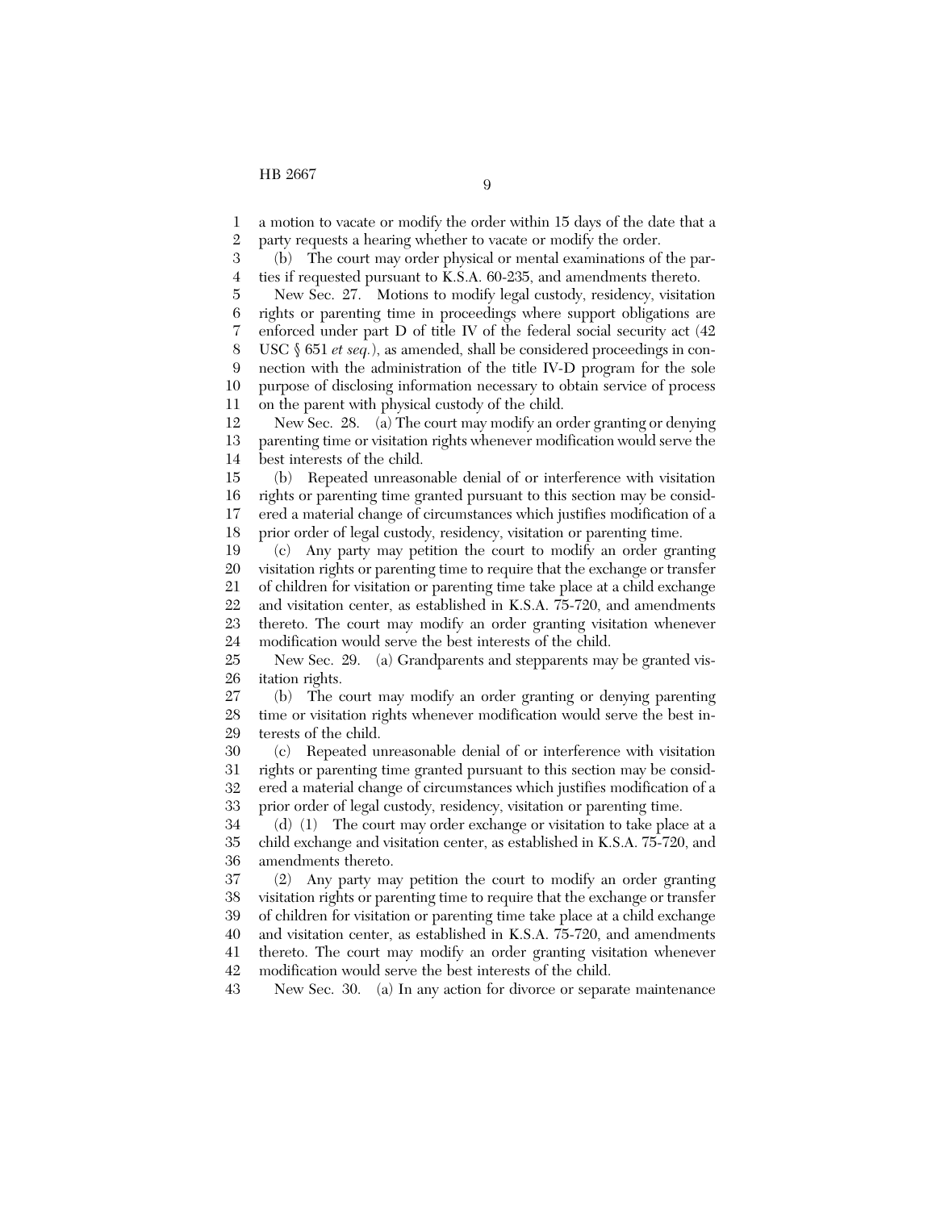a motion to vacate or modify the order within 15 days of the date that a party requests a hearing whether to vacate or modify the order.

(b) The court may order physical or mental examinations of the parties if requested pursuant to K.S.A. 60-235, and amendments thereto.

New Sec. 27. Motions to modify legal custody, residency, visitation rights or parenting time in proceedings where support obligations are enforced under part D of title IV of the federal social security act (42 USC § 651 *et seq.*), as amended, shall be considered proceedings in connection with the administration of the title IV-D program for the sole purpose of disclosing information necessary to obtain service of process on the parent with physical custody of the child.

New Sec. 28. (a) The court may modify an order granting or denying parenting time or visitation rights whenever modification would serve the best interests of the child.

(b) Repeated unreasonable denial of or interference with visitation rights or parenting time granted pursuant to this section may be considered a material change of circumstances which justifies modification of a prior order of legal custody, residency, visitation or parenting time.

(c) Any party may petition the court to modify an order granting visitation rights or parenting time to require that the exchange or transfer of children for visitation or parenting time take place at a child exchange and visitation center, as established in K.S.A. 75-720, and amendments thereto. The court may modify an order granting visitation whenever modification would serve the best interests of the child.

New Sec. 29. (a) Grandparents and stepparents may be granted visitation rights.

(b) The court may modify an order granting or denying parenting time or visitation rights whenever modification would serve the best interests of the child.

(c) Repeated unreasonable denial of or interference with visitation rights or parenting time granted pursuant to this section may be considered a material change of circumstances which justifies modification of a prior order of legal custody, residency, visitation or parenting time.

(d) (1) The court may order exchange or visitation to take place at a child exchange and visitation center, as established in K.S.A. 75-720, and amendments thereto.

(2) Any party may petition the court to modify an order granting visitation rights or parenting time to require that the exchange or transfer of children for visitation or parenting time take place at a child exchange and visitation center, as established in K.S.A. 75-720, and amendments thereto. The court may modify an order granting visitation whenever modification would serve the best interests of the child.

New Sec. 30. (a) In any action for divorce or separate maintenance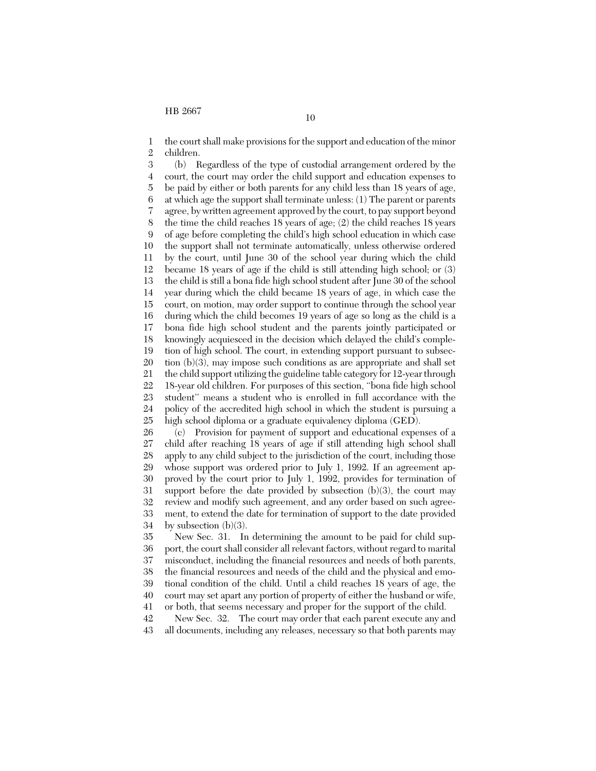the court shall make provisions for the support and education of the minor children.

(b) Regardless of the type of custodial arrangement ordered by the court, the court may order the child support and education expenses to be paid by either or both parents for any child less than 18 years of age, at which age the support shall terminate unless: (1) The parent or parents agree, by written agreement approved by the court, to pay support beyond the time the child reaches 18 years of age; (2) the child reaches 18 years of age before completing the child's high school education in which case the support shall not terminate automatically, unless otherwise ordered by the court, until June 30 of the school year during which the child became 18 years of age if the child is still attending high school; or (3) the child is still a bona fide high school student after June 30 of the school year during which the child became 18 years of age, in which case the court, on motion, may order support to continue through the school year during which the child becomes 19 years of age so long as the child is a bona fide high school student and the parents jointly participated or knowingly acquiesced in the decision which delayed the child's completion of high school. The court, in extending support pursuant to subsection (b)(3), may impose such conditions as are appropriate and shall set the child support utilizing the guideline table category for 12-year through 18-year old children. For purposes of this section, "bona fide high school student" means a student who is enrolled in full accordance with the policy of the accredited high school in which the student is pursuing a high school diploma or a graduate equivalency diploma (GED).

(c) Provision for payment of support and educational expenses of a child after reaching 18 years of age if still attending high school shall apply to any child subject to the jurisdiction of the court, including those whose support was ordered prior to July 1, 1992. If an agreement approved by the court prior to July 1, 1992, provides for termination of support before the date provided by subsection (b)(3), the court may review and modify such agreement, and any order based on such agreement, to extend the date for termination of support to the date provided by subsection (b)(3).

New Sec. 31. In determining the amount to be paid for child support, the court shall consider all relevant factors, without regard to marital misconduct, including the financial resources and needs of both parents, the financial resources and needs of the child and the physical and emotional condition of the child. Until a child reaches 18 years of age, the court may set apart any portion of property of either the husband or wife, or both, that seems necessary and proper for the support of the child.

New Sec. 32. The court may order that each parent execute any and all documents, including any releases, necessary so that both parents may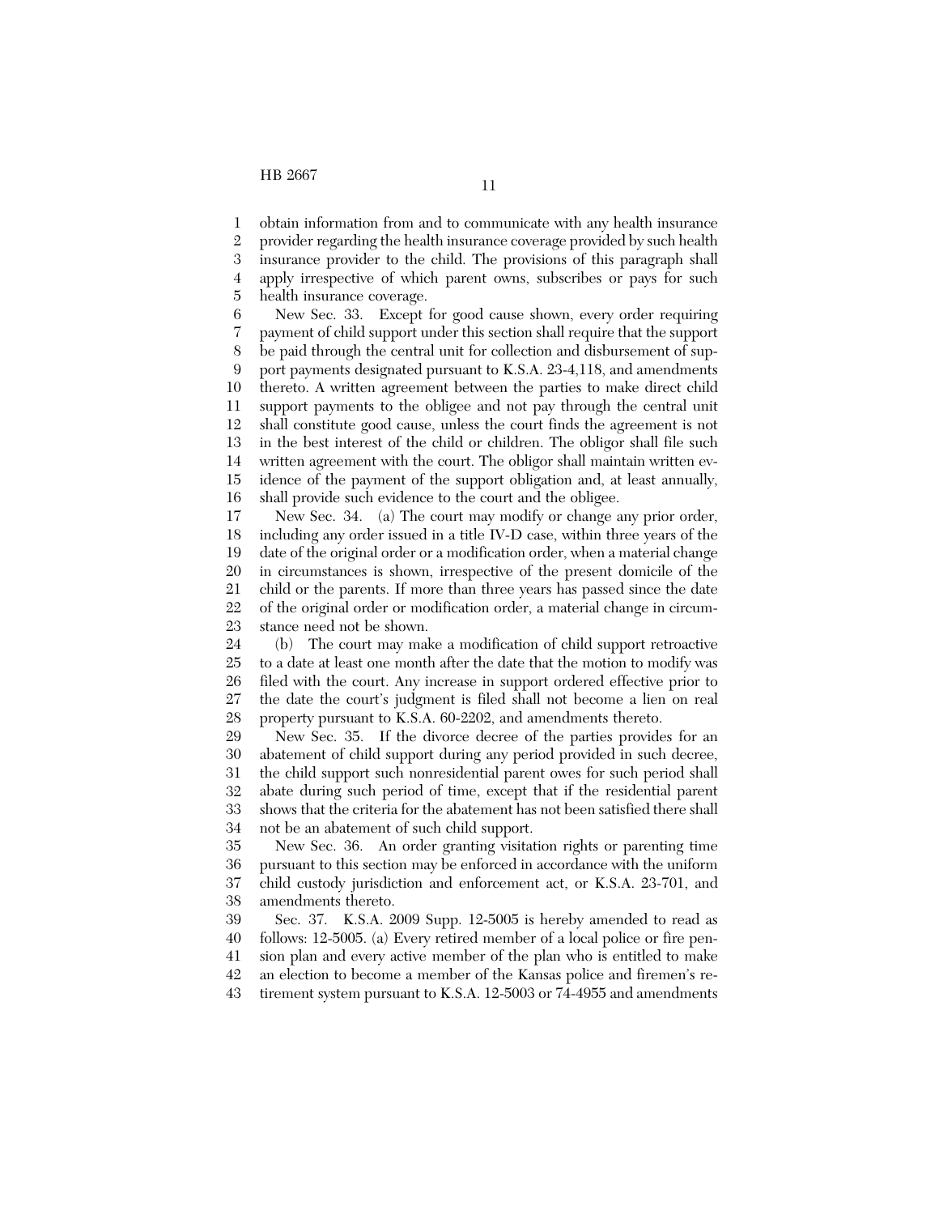obtain information from and to communicate with any health insurance provider regarding the health insurance coverage provided by such health insurance provider to the child. The provisions of this paragraph shall apply irrespective of which parent owns, subscribes or pays for such health insurance coverage.

New Sec. 33. Except for good cause shown, every order requiring payment of child support under this section shall require that the support be paid through the central unit for collection and disbursement of support payments designated pursuant to K.S.A. 23-4,118, and amendments thereto. A written agreement between the parties to make direct child support payments to the obligee and not pay through the central unit shall constitute good cause, unless the court finds the agreement is not in the best interest of the child or children. The obligor shall file such written agreement with the court. The obligor shall maintain written evidence of the payment of the support obligation and, at least annually, shall provide such evidence to the court and the obligee.

New Sec. 34. (a) The court may modify or change any prior order, including any order issued in a title IV-D case, within three years of the date of the original order or a modification order, when a material change in circumstances is shown, irrespective of the present domicile of the child or the parents. If more than three years has passed since the date of the original order or modification order, a material change in circumstance need not be shown.

(b) The court may make a modification of child support retroactive to a date at least one month after the date that the motion to modify was filed with the court. Any increase in support ordered effective prior to the date the court's judgment is filed shall not become a lien on real property pursuant to K.S.A. 60-2202, and amendments thereto.

New Sec. 35. If the divorce decree of the parties provides for an abatement of child support during any period provided in such decree, the child support such nonresidential parent owes for such period shall abate during such period of time, except that if the residential parent shows that the criteria for the abatement has not been satisfied there shall not be an abatement of such child support.

New Sec. 36. An order granting visitation rights or parenting time pursuant to this section may be enforced in accordance with the uniform child custody jurisdiction and enforcement act, or K.S.A. 23-701, and amendments thereto.

Sec. 37. K.S.A. 2009 Supp. 12-5005 is hereby amended to read as follows: 12-5005. (a) Every retired member of a local police or fire pension plan and every active member of the plan who is entitled to make an election to become a member of the Kansas police and firemen's retirement system pursuant to K.S.A. 12-5003 or 74-4955 and amendments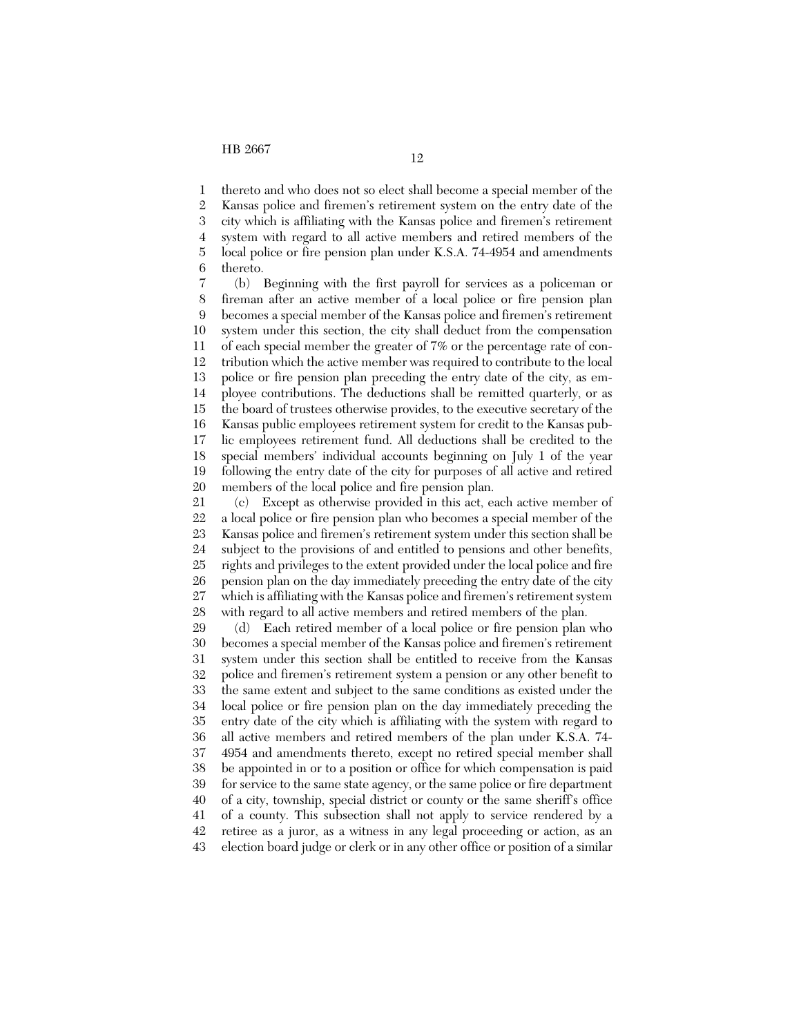thereto and who does not so elect shall become a special member of the Kansas police and firemen's retirement system on the entry date of the city which is affiliating with the Kansas police and firemen's retirement system with regard to all active members and retired members of the local police or fire pension plan under K.S.A. 74-4954 and amendments thereto.

(b) Beginning with the first payroll for services as a policeman or fireman after an active member of a local police or fire pension plan becomes a special member of the Kansas police and firemen's retirement system under this section, the city shall deduct from the compensation of each special member the greater of 7% or the percentage rate of contribution which the active member was required to contribute to the local police or fire pension plan preceding the entry date of the city, as employee contributions. The deductions shall be remitted quarterly, or as the board of trustees otherwise provides, to the executive secretary of the Kansas public employees retirement system for credit to the Kansas public employees retirement fund. All deductions shall be credited to the special members' individual accounts beginning on July 1 of the year following the entry date of the city for purposes of all active and retired members of the local police and fire pension plan.

(c) Except as otherwise provided in this act, each active member of a local police or fire pension plan who becomes a special member of the Kansas police and firemen's retirement system under this section shall be subject to the provisions of and entitled to pensions and other benefits, rights and privileges to the extent provided under the local police and fire pension plan on the day immediately preceding the entry date of the city which is affiliating with the Kansas police and firemen's retirement system with regard to all active members and retired members of the plan.

(d) Each retired member of a local police or fire pension plan who becomes a special member of the Kansas police and firemen's retirement system under this section shall be entitled to receive from the Kansas police and firemen's retirement system a pension or any other benefit to the same extent and subject to the same conditions as existed under the local police or fire pension plan on the day immediately preceding the entry date of the city which is affiliating with the system with regard to all active members and retired members of the plan under K.S.A. 74-4954 and amendments thereto, except no retired special member shall be appointed in or to a position or office for which compensation is paid for service to the same state agency, or the same police or fire department of a city, township, special district or county or the same sheriff's office of a county. This subsection shall not apply to service rendered by a retiree as a juror, as a witness in any legal proceeding or action, as an election board judge or clerk or in any other office or position of a similar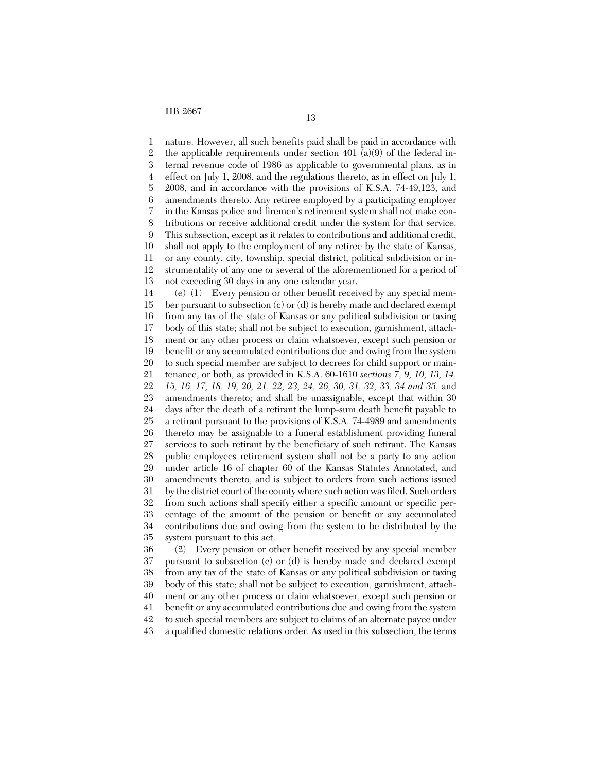nature. However, all such benefits paid shall be paid in accordance with the applicable requirements under section 401 (a)(9) of the federal internal revenue code of 1986 as applicable to governmental plans, as in effect on July 1, 2008, and the regulations thereto, as in effect on July 1, 2008, and in accordance with the provisions of K.S.A. 74-49,123, and amendments thereto. Any retiree employed by a participating employer in the Kansas police and firemen's retirement system shall not make contributions or receive additional credit under the system for that service. This subsection, except as it relates to contributions and additional credit, shall not apply to the employment of any retiree by the state of Kansas, or any county, city, township, special district, political subdivision or instrumentality of any one or several of the aforementioned for a period of not exceeding 30 days in any one calendar year.

(e) (1) Every pension or other benefit received by any special member pursuant to subsection (c) or (d) is hereby made and declared exempt from any tax of the state of Kansas or any political subdivision or taxing body of this state; shall not be subject to execution, garnishment, attachment or any other process or claim whatsoever, except such pension or benefit or any accumulated contributions due and owing from the system to such special member are subject to decrees for child support or maintenance, or both, as provided in ~~K.S.A. 60-1610~~ *sections 7, 9, 10, 13, 14, 15, 16, 17, 18, 19, 20, 21, 22, 23, 24, 26, 30, 31, 32, 33, 34 and 35,* and amendments thereto; and shall be unassignable, except that within 30 days after the death of a retirant the lump-sum death benefit payable to a retirant pursuant to the provisions of K.S.A. 74-4989 and amendments thereto may be assignable to a funeral establishment providing funeral services to such retirant by the beneficiary of such retirant. The Kansas public employees retirement system shall not be a party to any action under article 16 of chapter 60 of the Kansas Statutes Annotated, and amendments thereto, and is subject to orders from such actions issued by the district court of the county where such action was filed. Such orders from such actions shall specify either a specific amount or specific percentage of the amount of the pension or benefit or any accumulated contributions due and owing from the system to be distributed by the system pursuant to this act.

(2) Every pension or other benefit received by any special member pursuant to subsection (c) or (d) is hereby made and declared exempt from any tax of the state of Kansas or any political subdivision or taxing body of this state; shall not be subject to execution, garnishment, attachment or any other process or claim whatsoever, except such pension or benefit or any accumulated contributions due and owing from the system to such special members are subject to claims of an alternate payee under a qualified domestic relations order. As used in this subsection, the terms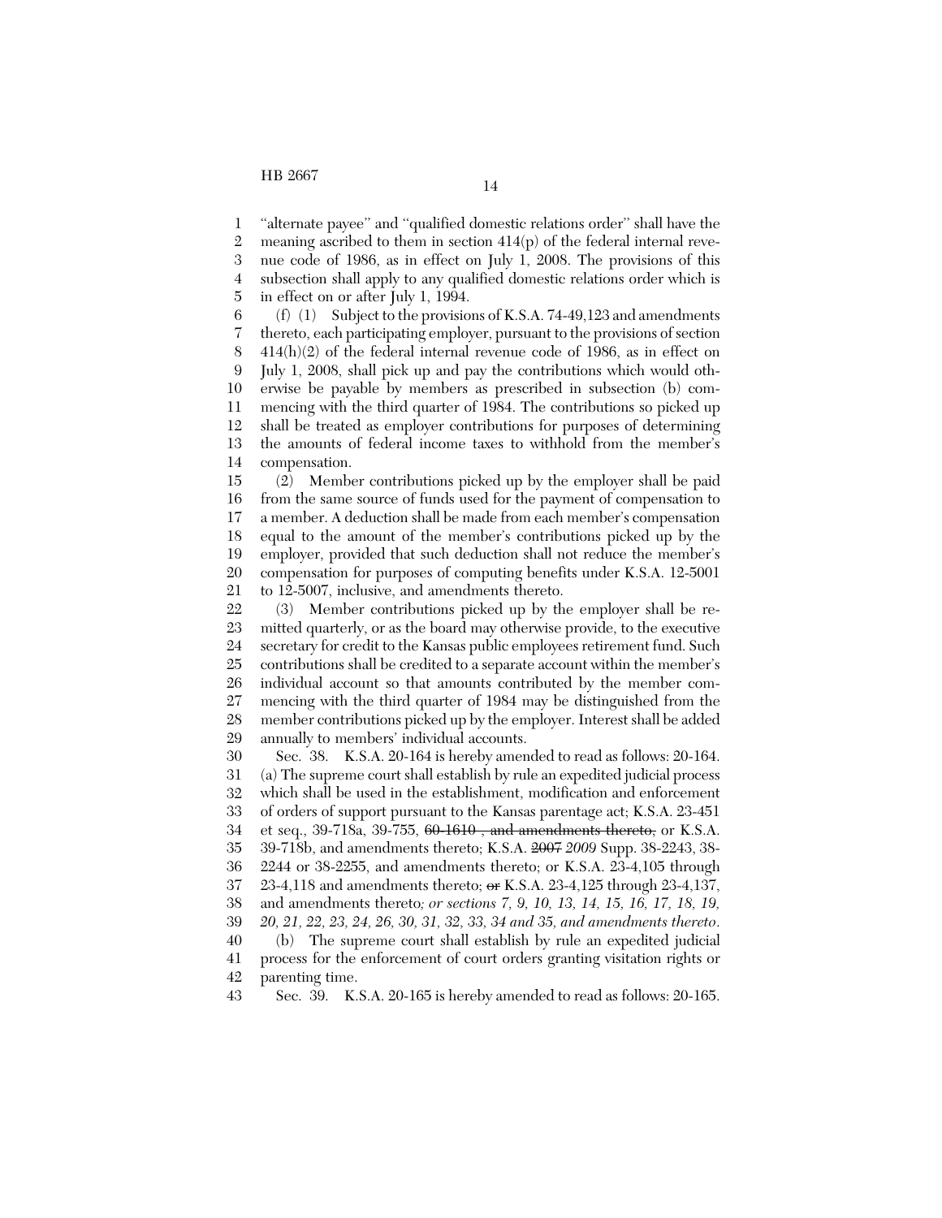"alternate payee" and "qualified domestic relations order" shall have the meaning ascribed to them in section 414(p) of the federal internal revenue code of 1986, as in effect on July 1, 2008. The provisions of this subsection shall apply to any qualified domestic relations order which is in effect on or after July 1, 1994.

(f) (1) Subject to the provisions of K.S.A. 74-49,123 and amendments thereto, each participating employer, pursuant to the provisions of section 414(h)(2) of the federal internal revenue code of 1986, as in effect on July 1, 2008, shall pick up and pay the contributions which would otherwise be payable by members as prescribed in subsection (b) commencing with the third quarter of 1984. The contributions so picked up shall be treated as employer contributions for purposes of determining the amounts of federal income taxes to withhold from the member's compensation.

(2) Member contributions picked up by the employer shall be paid from the same source of funds used for the payment of compensation to a member. A deduction shall be made from each member's compensation equal to the amount of the member's contributions picked up by the employer, provided that such deduction shall not reduce the member's compensation for purposes of computing benefits under K.S.A. 12-5001 to 12-5007, inclusive, and amendments thereto.

(3) Member contributions picked up by the employer shall be remitted quarterly, or as the board may otherwise provide, to the executive secretary for credit to the Kansas public employees retirement fund. Such contributions shall be credited to a separate account within the member's individual account so that amounts contributed by the member commencing with the third quarter of 1984 may be distinguished from the member contributions picked up by the employer. Interest shall be added annually to members' individual accounts.

Sec. 38. K.S.A. 20-164 is hereby amended to read as follows: 20-164. (a) The supreme court shall establish by rule an expedited judicial process which shall be used in the establishment, modification and enforcement of orders of support pursuant to the Kansas parentage act; K.S.A. 23-451 et seq., 39-718a, 39-755, ~~60-1610 , and amendments thereto,~~ or K.S.A. 39-718b, and amendments thereto; K.S.A. ~~2007~~ *2009* Supp. 38-2243, 38-2244 or 38-2255, and amendments thereto; or K.S.A. 23-4,105 through 23-4,118 and amendments thereto; ~~or~~ K.S.A. 23-4,125 through 23-4,137, and amendments thereto*; or sections 7, 9, 10, 13, 14, 15, 16, 17, 18, 19, 20, 21, 22, 23, 24, 26, 30, 31, 32, 33, 34 and 35, and amendments thereto*.

(b) The supreme court shall establish by rule an expedited judicial process for the enforcement of court orders granting visitation rights or parenting time.

Sec. 39. K.S.A. 20-165 is hereby amended to read as follows: 20-165.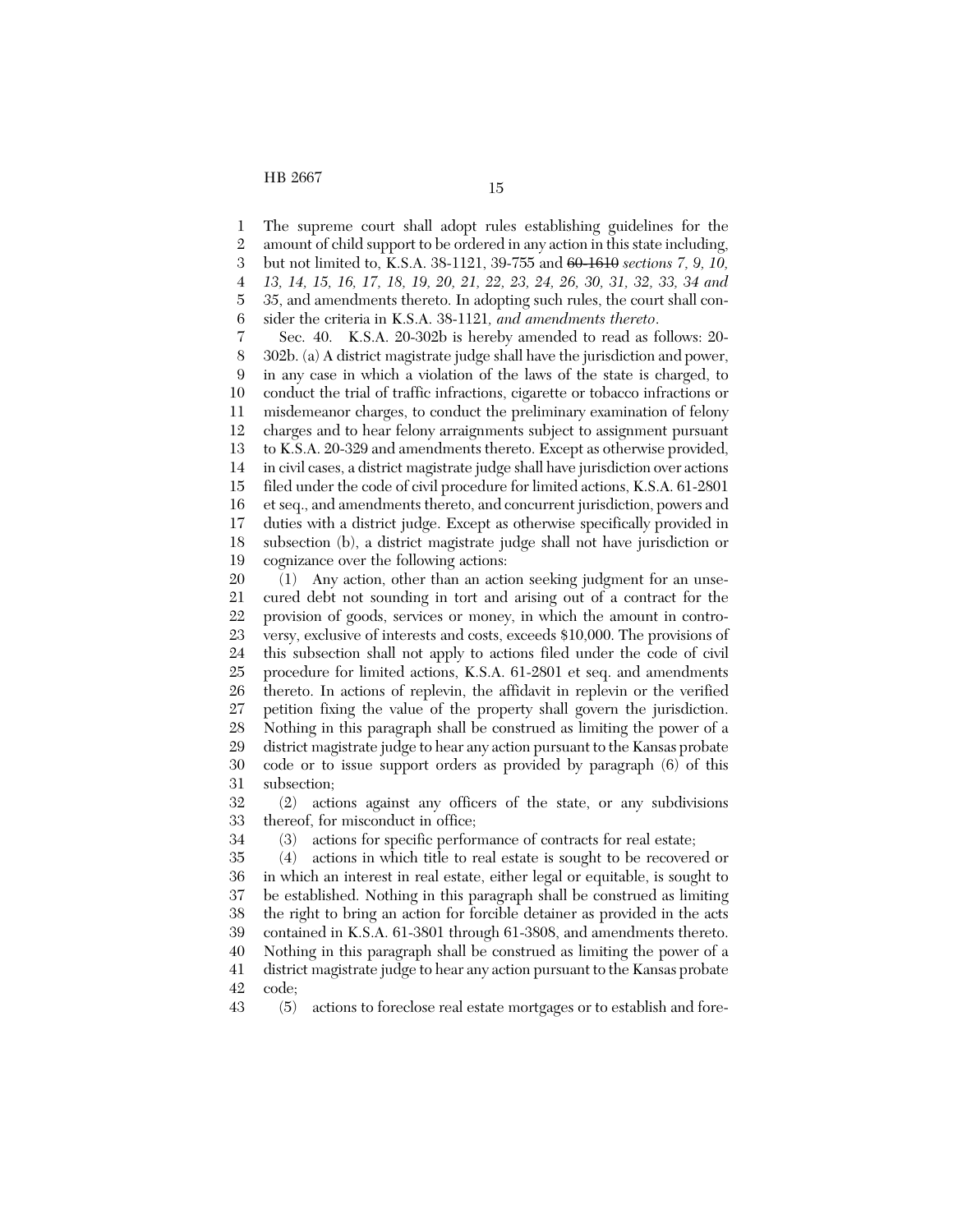The supreme court shall adopt rules establishing guidelines for the amount of child support to be ordered in any action in this state including, but not limited to, K.S.A. 38-1121, 39-755 and ~~60-1610~~ *sections 7, 9, 10, 13, 14, 15, 16, 17, 18, 19, 20, 21, 22, 23, 24, 26, 30, 31, 32, 33, 34 and 35*, and amendments thereto. In adopting such rules, the court shall consider the criteria in K.S.A. 38-1121*, and amendments thereto*.

Sec. 40. K.S.A. 20-302b is hereby amended to read as follows: 20-302b. (a) A district magistrate judge shall have the jurisdiction and power, in any case in which a violation of the laws of the state is charged, to conduct the trial of traffic infractions, cigarette or tobacco infractions or misdemeanor charges, to conduct the preliminary examination of felony charges and to hear felony arraignments subject to assignment pursuant to K.S.A. 20-329 and amendments thereto. Except as otherwise provided, in civil cases, a district magistrate judge shall have jurisdiction over actions filed under the code of civil procedure for limited actions, K.S.A. 61-2801 et seq., and amendments thereto, and concurrent jurisdiction, powers and duties with a district judge. Except as otherwise specifically provided in subsection (b), a district magistrate judge shall not have jurisdiction or cognizance over the following actions:

(1) Any action, other than an action seeking judgment for an unsecured debt not sounding in tort and arising out of a contract for the provision of goods, services or money, in which the amount in controversy, exclusive of interests and costs, exceeds $10,000. The provisions of this subsection shall not apply to actions filed under the code of civil procedure for limited actions, K.S.A. 61-2801 et seq. and amendments thereto. In actions of replevin, the affidavit in replevin or the verified petition fixing the value of the property shall govern the jurisdiction. Nothing in this paragraph shall be construed as limiting the power of a district magistrate judge to hear any action pursuant to the Kansas probate code or to issue support orders as provided by paragraph (6) of this subsection;

(2) actions against any officers of the state, or any subdivisions thereof, for misconduct in office;

(3) actions for specific performance of contracts for real estate;

(4) actions in which title to real estate is sought to be recovered or in which an interest in real estate, either legal or equitable, is sought to be established. Nothing in this paragraph shall be construed as limiting the right to bring an action for forcible detainer as provided in the acts contained in K.S.A. 61-3801 through 61-3808, and amendments thereto. Nothing in this paragraph shall be construed as limiting the power of a district magistrate judge to hear any action pursuant to the Kansas probate code;

(5) actions to foreclose real estate mortgages or to establish and fore-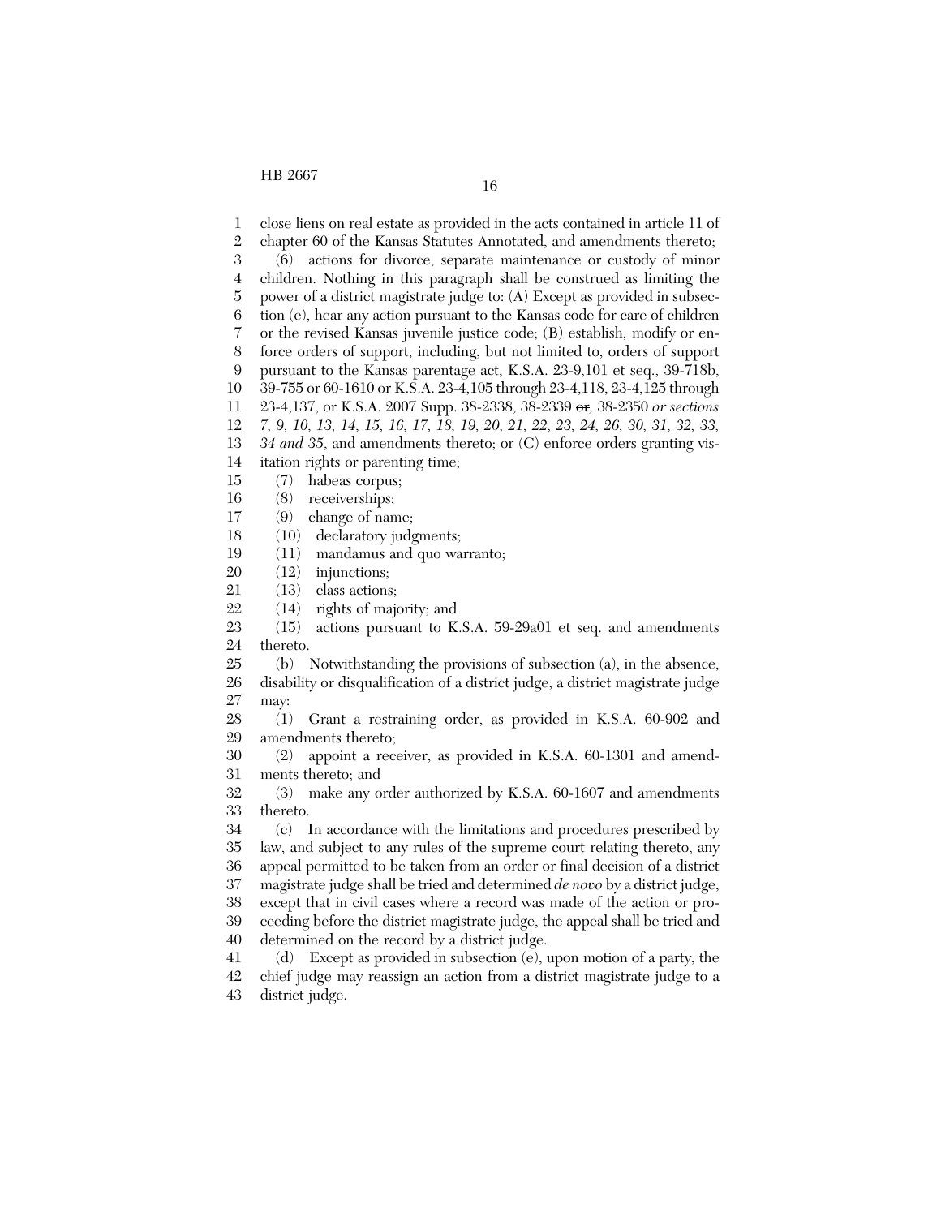close liens on real estate as provided in the acts contained in article 11 of chapter 60 of the Kansas Statutes Annotated, and amendments thereto;

(6) actions for divorce, separate maintenance or custody of minor children. Nothing in this paragraph shall be construed as limiting the power of a district magistrate judge to: (A) Except as provided in subsection (e), hear any action pursuant to the Kansas code for care of children or the revised Kansas juvenile justice code; (B) establish, modify or enforce orders of support, including, but not limited to, orders of support pursuant to the Kansas parentage act, K.S.A. 23-9,101 et seq., 39-718b, 39-755 or ~~60-1610 or~~ K.S.A. 23-4,105 through 23-4,118, 23-4,125 through 23-4,137, or K.S.A. 2007 Supp. 38-2338, 38-2339 ~~or~~*,* 38-2350 *or sections 7, 9, 10, 13, 14, 15, 16, 17, 18, 19, 20, 21, 22, 23, 24, 26, 30, 31, 32, 33, 34 and 35*, and amendments thereto; or (C) enforce orders granting visitation rights or parenting time;

(7) habeas corpus;

(8) receiverships;

(9) change of name;

(10) declaratory judgments;

(11) mandamus and quo warranto;

(12) injunctions;

(13) class actions;

(14) rights of majority; and

(15) actions pursuant to K.S.A. 59-29a01 et seq. and amendments thereto.

(b) Notwithstanding the provisions of subsection (a), in the absence, disability or disqualification of a district judge, a district magistrate judge may:

(1) Grant a restraining order, as provided in K.S.A. 60-902 and amendments thereto;

(2) appoint a receiver, as provided in K.S.A. 60-1301 and amendments thereto; and

(3) make any order authorized by K.S.A. 60-1607 and amendments thereto.

(c) In accordance with the limitations and procedures prescribed by law, and subject to any rules of the supreme court relating thereto, any appeal permitted to be taken from an order or final decision of a district magistrate judge shall be tried and determined *de novo* by a district judge, except that in civil cases where a record was made of the action or proceeding before the district magistrate judge, the appeal shall be tried and determined on the record by a district judge.

(d) Except as provided in subsection (e), upon motion of a party, the chief judge may reassign an action from a district magistrate judge to a district judge.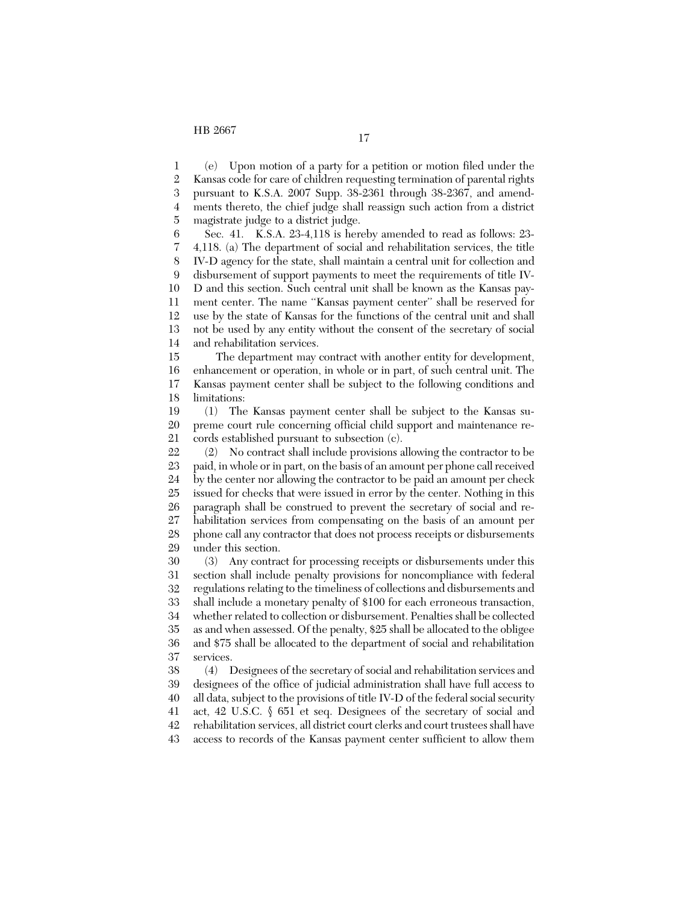(e) Upon motion of a party for a petition or motion filed under the Kansas code for care of children requesting termination of parental rights pursuant to K.S.A. 2007 Supp. 38-2361 through 38-2367, and amendments thereto, the chief judge shall reassign such action from a district magistrate judge to a district judge.

Sec. 41. K.S.A. 23-4,118 is hereby amended to read as follows: 23-4,118. (a) The department of social and rehabilitation services, the title IV-D agency for the state, shall maintain a central unit for collection and disbursement of support payments to meet the requirements of title IV-D and this section. Such central unit shall be known as the Kansas payment center. The name "Kansas payment center" shall be reserved for use by the state of Kansas for the functions of the central unit and shall not be used by any entity without the consent of the secretary of social and rehabilitation services.

The department may contract with another entity for development, enhancement or operation, in whole or in part, of such central unit. The Kansas payment center shall be subject to the following conditions and limitations:

(1) The Kansas payment center shall be subject to the Kansas supreme court rule concerning official child support and maintenance records established pursuant to subsection (c).

(2) No contract shall include provisions allowing the contractor to be paid, in whole or in part, on the basis of an amount per phone call received by the center nor allowing the contractor to be paid an amount per check issued for checks that were issued in error by the center. Nothing in this paragraph shall be construed to prevent the secretary of social and rehabilitation services from compensating on the basis of an amount per phone call any contractor that does not process receipts or disbursements under this section.

(3) Any contract for processing receipts or disbursements under this section shall include penalty provisions for noncompliance with federal regulations relating to the timeliness of collections and disbursements and shall include a monetary penalty of $100 for each erroneous transaction, whether related to collection or disbursement. Penalties shall be collected as and when assessed. Of the penalty, $25 shall be allocated to the obligee and $75 shall be allocated to the department of social and rehabilitation services.

(4) Designees of the secretary of social and rehabilitation services and designees of the office of judicial administration shall have full access to all data, subject to the provisions of title IV-D of the federal social security act, 42 U.S.C. § 651 et seq. Designees of the secretary of social and rehabilitation services, all district court clerks and court trustees shall have access to records of the Kansas payment center sufficient to allow them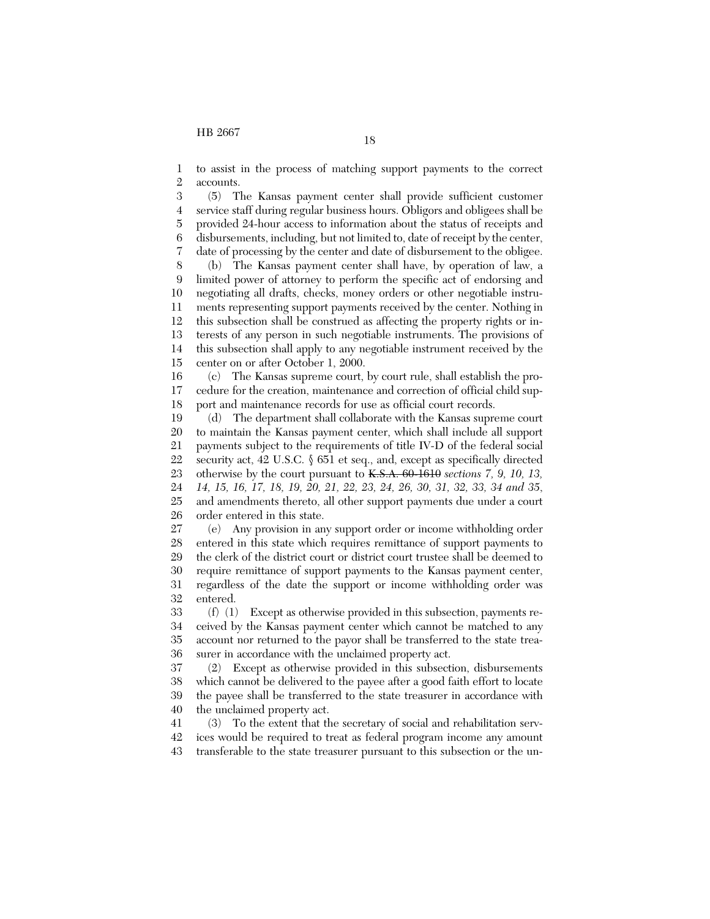to assist in the process of matching support payments to the correct accounts.

(5) The Kansas payment center shall provide sufficient customer service staff during regular business hours. Obligors and obligees shall be provided 24-hour access to information about the status of receipts and disbursements, including, but not limited to, date of receipt by the center, date of processing by the center and date of disbursement to the obligee.

(b) The Kansas payment center shall have, by operation of law, a limited power of attorney to perform the specific act of endorsing and negotiating all drafts, checks, money orders or other negotiable instruments representing support payments received by the center. Nothing in this subsection shall be construed as affecting the property rights or interests of any person in such negotiable instruments. The provisions of this subsection shall apply to any negotiable instrument received by the center on or after October 1, 2000.

(c) The Kansas supreme court, by court rule, shall establish the procedure for the creation, maintenance and correction of official child support and maintenance records for use as official court records.

(d) The department shall collaborate with the Kansas supreme court to maintain the Kansas payment center, which shall include all support payments subject to the requirements of title IV-D of the federal social security act, 42 U.S.C. § 651 et seq., and, except as specifically directed otherwise by the court pursuant to ~~K.S.A. 60-1610~~ *sections 7, 9, 10, 13, 14, 15, 16, 17, 18, 19, 20, 21, 22, 23, 24, 26, 30, 31, 32, 33, 34 and 35*, and amendments thereto, all other support payments due under a court order entered in this state.

(e) Any provision in any support order or income withholding order entered in this state which requires remittance of support payments to the clerk of the district court or district court trustee shall be deemed to require remittance of support payments to the Kansas payment center, regardless of the date the support or income withholding order was entered.

(f) (1) Except as otherwise provided in this subsection, payments received by the Kansas payment center which cannot be matched to any account nor returned to the payor shall be transferred to the state treasurer in accordance with the unclaimed property act.

(2) Except as otherwise provided in this subsection, disbursements which cannot be delivered to the payee after a good faith effort to locate the payee shall be transferred to the state treasurer in accordance with the unclaimed property act.

(3) To the extent that the secretary of social and rehabilitation services would be required to treat as federal program income any amount transferable to the state treasurer pursuant to this subsection or the un-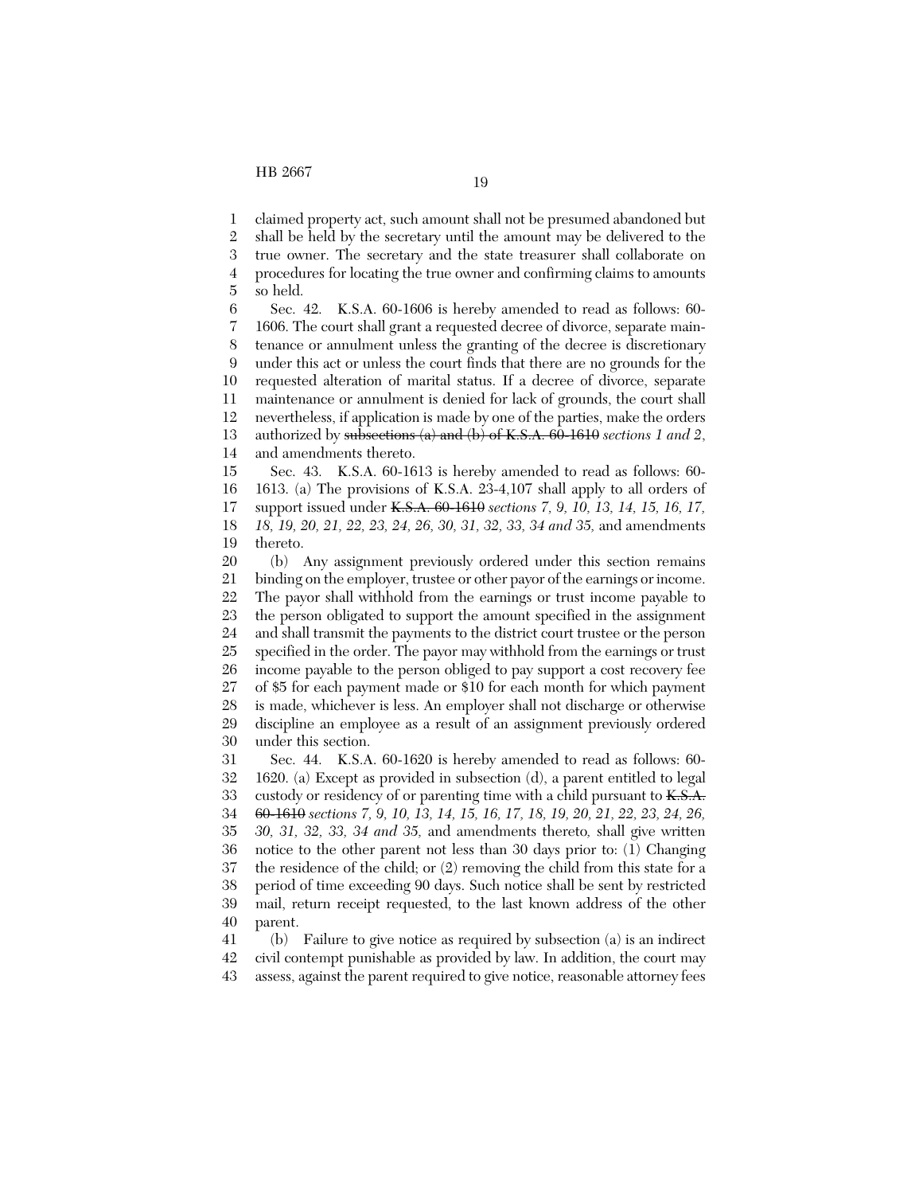claimed property act, such amount shall not be presumed abandoned but shall be held by the secretary until the amount may be delivered to the true owner. The secretary and the state treasurer shall collaborate on procedures for locating the true owner and confirming claims to amounts so held.

Sec. 42. K.S.A. 60-1606 is hereby amended to read as follows: 60-1606. The court shall grant a requested decree of divorce, separate maintenance or annulment unless the granting of the decree is discretionary under this act or unless the court finds that there are no grounds for the requested alteration of marital status. If a decree of divorce, separate maintenance or annulment is denied for lack of grounds, the court shall nevertheless, if application is made by one of the parties, make the orders authorized by ~~subsections (a) and (b) of K.S.A. 60-1610~~ *sections 1 and 2*, and amendments thereto.

Sec. 43. K.S.A. 60-1613 is hereby amended to read as follows: 60-1613. (a) The provisions of K.S.A. 23-4,107 shall apply to all orders of support issued under ~~K.S.A. 60-1610~~ *sections 7, 9, 10, 13, 14, 15, 16, 17, 18, 19, 20, 21, 22, 23, 24, 26, 30, 31, 32, 33, 34 and 35,* and amendments thereto.

(b) Any assignment previously ordered under this section remains binding on the employer, trustee or other payor of the earnings or income. The payor shall withhold from the earnings or trust income payable to the person obligated to support the amount specified in the assignment and shall transmit the payments to the district court trustee or the person specified in the order. The payor may withhold from the earnings or trust income payable to the person obliged to pay support a cost recovery fee of $5 for each payment made or $10 for each month for which payment is made, whichever is less. An employer shall not discharge or otherwise discipline an employee as a result of an assignment previously ordered under this section.

Sec. 44. K.S.A. 60-1620 is hereby amended to read as follows: 60-1620. (a) Except as provided in subsection (d), a parent entitled to legal custody or residency of or parenting time with a child pursuant to ~~K.S.A. 60-1610~~ *sections 7, 9, 10, 13, 14, 15, 16, 17, 18, 19, 20, 21, 22, 23, 24, 26, 30, 31, 32, 33, 34 and 35,* and amendments thereto*,* shall give written notice to the other parent not less than 30 days prior to: (1) Changing the residence of the child; or (2) removing the child from this state for a period of time exceeding 90 days. Such notice shall be sent by restricted mail, return receipt requested, to the last known address of the other parent.

(b) Failure to give notice as required by subsection (a) is an indirect civil contempt punishable as provided by law. In addition, the court may assess, against the parent required to give notice, reasonable attorney fees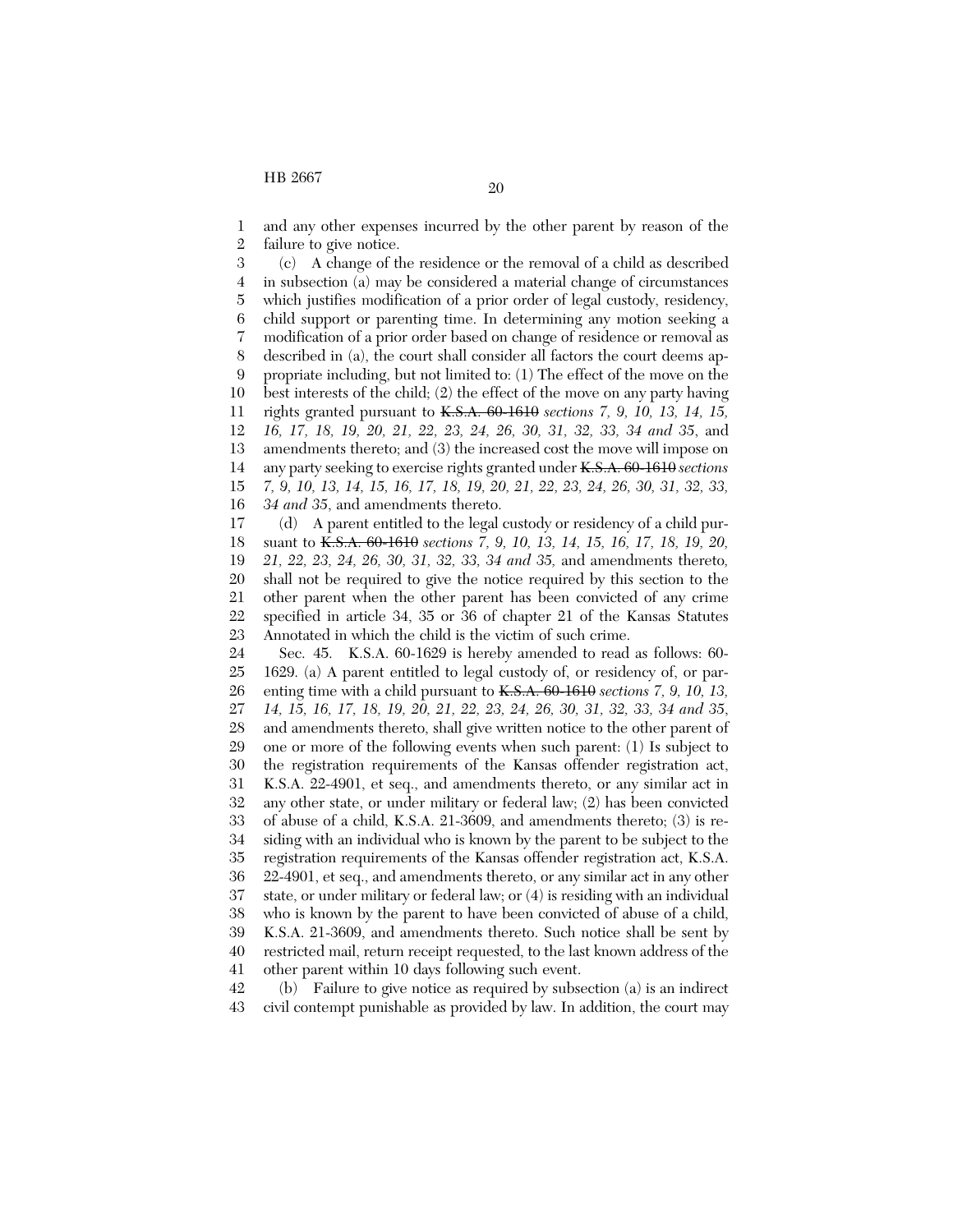and any other expenses incurred by the other parent by reason of the failure to give notice.

(c) A change of the residence or the removal of a child as described in subsection (a) may be considered a material change of circumstances which justifies modification of a prior order of legal custody, residency, child support or parenting time. In determining any motion seeking a modification of a prior order based on change of residence or removal as described in (a), the court shall consider all factors the court deems appropriate including, but not limited to: (1) The effect of the move on the best interests of the child; (2) the effect of the move on any party having rights granted pursuant to ~~K.S.A. 60-1610~~ *sections 7, 9, 10, 13, 14, 15, 16, 17, 18, 19, 20, 21, 22, 23, 24, 26, 30, 31, 32, 33, 34 and 35*, and amendments thereto; and (3) the increased cost the move will impose on any party seeking to exercise rights granted under ~~K.S.A. 60-1610~~ *sections 7, 9, 10, 13, 14, 15, 16, 17, 18, 19, 20, 21, 22, 23, 24, 26, 30, 31, 32, 33, 34 and 35*, and amendments thereto.

(d) A parent entitled to the legal custody or residency of a child pursuant to ~~K.S.A. 60-1610~~ *sections 7, 9, 10, 13, 14, 15, 16, 17, 18, 19, 20, 21, 22, 23, 24, 26, 30, 31, 32, 33, 34 and 35,* and amendments thereto, shall not be required to give the notice required by this section to the other parent when the other parent has been convicted of any crime specified in article 34, 35 or 36 of chapter 21 of the Kansas Statutes Annotated in which the child is the victim of such crime.

Sec. 45. K.S.A. 60-1629 is hereby amended to read as follows: 60-1629. (a) A parent entitled to legal custody of, or residency of, or parenting time with a child pursuant to ~~K.S.A. 60-1610~~ *sections 7, 9, 10, 13, 14, 15, 16, 17, 18, 19, 20, 21, 22, 23, 24, 26, 30, 31, 32, 33, 34 and 35*, and amendments thereto, shall give written notice to the other parent of one or more of the following events when such parent: (1) Is subject to the registration requirements of the Kansas offender registration act, K.S.A. 22-4901, et seq., and amendments thereto, or any similar act in any other state, or under military or federal law; (2) has been convicted of abuse of a child, K.S.A. 21-3609, and amendments thereto; (3) is residing with an individual who is known by the parent to be subject to the registration requirements of the Kansas offender registration act, K.S.A. 22-4901, et seq., and amendments thereto, or any similar act in any other state, or under military or federal law; or (4) is residing with an individual who is known by the parent to have been convicted of abuse of a child, K.S.A. 21-3609, and amendments thereto. Such notice shall be sent by restricted mail, return receipt requested, to the last known address of the other parent within 10 days following such event.

(b) Failure to give notice as required by subsection (a) is an indirect civil contempt punishable as provided by law. In addition, the court may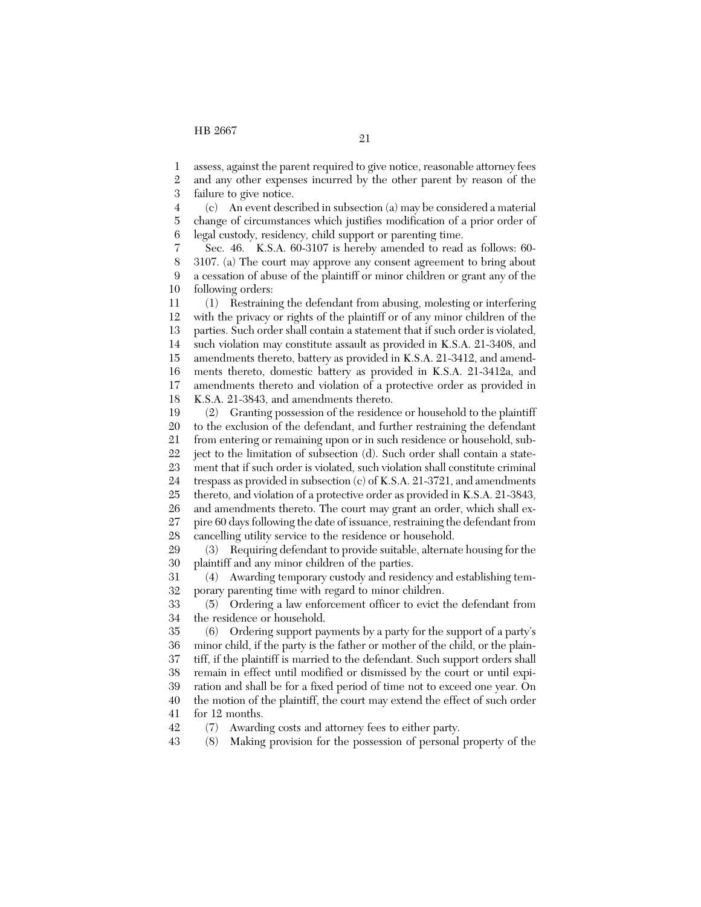assess, against the parent required to give notice, reasonable attorney fees and any other expenses incurred by the other parent by reason of the failure to give notice.

(c) An event described in subsection (a) may be considered a material change of circumstances which justifies modification of a prior order of legal custody, residency, child support or parenting time.

Sec. 46. K.S.A. 60-3107 is hereby amended to read as follows: 60-3107. (a) The court may approve any consent agreement to bring about a cessation of abuse of the plaintiff or minor children or grant any of the following orders:

(1) Restraining the defendant from abusing, molesting or interfering with the privacy or rights of the plaintiff or of any minor children of the parties. Such order shall contain a statement that if such order is violated, such violation may constitute assault as provided in K.S.A. 21-3408, and amendments thereto, battery as provided in K.S.A. 21-3412, and amendments thereto, domestic battery as provided in K.S.A. 21-3412a, and amendments thereto and violation of a protective order as provided in K.S.A. 21-3843, and amendments thereto.

(2) Granting possession of the residence or household to the plaintiff to the exclusion of the defendant, and further restraining the defendant from entering or remaining upon or in such residence or household, subject to the limitation of subsection (d). Such order shall contain a statement that if such order is violated, such violation shall constitute criminal trespass as provided in subsection (c) of K.S.A. 21-3721, and amendments thereto, and violation of a protective order as provided in K.S.A. 21-3843, and amendments thereto. The court may grant an order, which shall expire 60 days following the date of issuance, restraining the defendant from cancelling utility service to the residence or household.

(3) Requiring defendant to provide suitable, alternate housing for the plaintiff and any minor children of the parties.

(4) Awarding temporary custody and residency and establishing temporary parenting time with regard to minor children.

(5) Ordering a law enforcement officer to evict the defendant from the residence or household.

(6) Ordering support payments by a party for the support of a party's minor child, if the party is the father or mother of the child, or the plaintiff, if the plaintiff is married to the defendant. Such support orders shall remain in effect until modified or dismissed by the court or until expiration and shall be for a fixed period of time not to exceed one year. On the motion of the plaintiff, the court may extend the effect of such order for 12 months.

(7) Awarding costs and attorney fees to either party.

(8) Making provision for the possession of personal property of the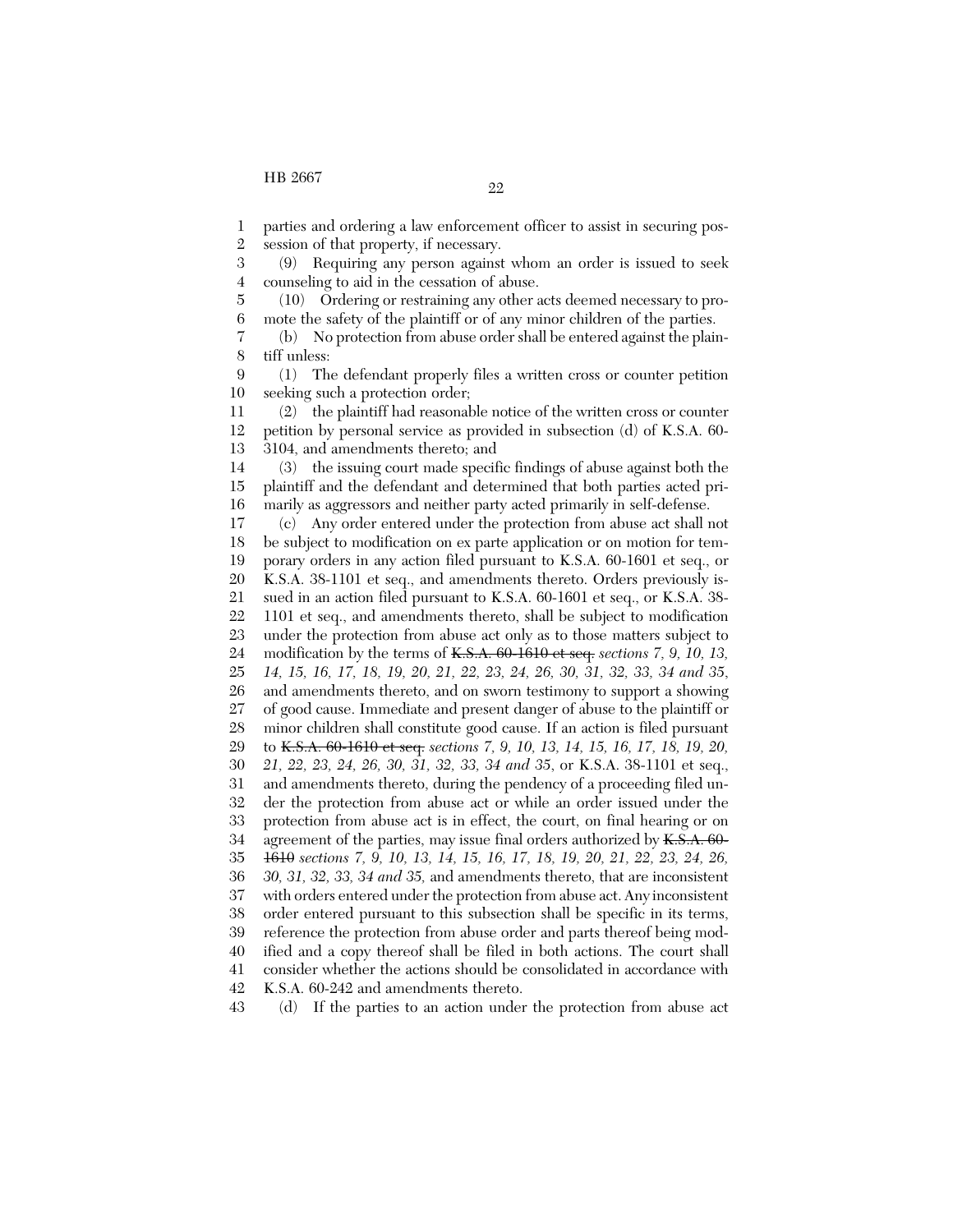parties and ordering a law enforcement officer to assist in securing possession of that property, if necessary.

(9) Requiring any person against whom an order is issued to seek counseling to aid in the cessation of abuse.

(10) Ordering or restraining any other acts deemed necessary to promote the safety of the plaintiff or of any minor children of the parties.

(b) No protection from abuse order shall be entered against the plaintiff unless:

(1) The defendant properly files a written cross or counter petition seeking such a protection order;

(2) the plaintiff had reasonable notice of the written cross or counter petition by personal service as provided in subsection (d) of K.S.A. 60-3104, and amendments thereto; and

(3) the issuing court made specific findings of abuse against both the plaintiff and the defendant and determined that both parties acted primarily as aggressors and neither party acted primarily in self-defense.

(c) Any order entered under the protection from abuse act shall not be subject to modification on ex parte application or on motion for temporary orders in any action filed pursuant to K.S.A. 60-1601 et seq., or K.S.A. 38-1101 et seq., and amendments thereto. Orders previously issued in an action filed pursuant to K.S.A. 60-1601 et seq., or K.S.A. 38-1101 et seq., and amendments thereto, shall be subject to modification under the protection from abuse act only as to those matters subject to modification by the terms of ~~K.S.A. 60-1610 et seq.~~ *sections 7, 9, 10, 13, 14, 15, 16, 17, 18, 19, 20, 21, 22, 23, 24, 26, 30, 31, 32, 33, 34 and 35*, and amendments thereto, and on sworn testimony to support a showing of good cause. Immediate and present danger of abuse to the plaintiff or minor children shall constitute good cause. If an action is filed pursuant to ~~K.S.A. 60-1610 et seq.~~ *sections 7, 9, 10, 13, 14, 15, 16, 17, 18, 19, 20, 21, 22, 23, 24, 26, 30, 31, 32, 33, 34 and 35*, or K.S.A. 38-1101 et seq., and amendments thereto, during the pendency of a proceeding filed under the protection from abuse act or while an order issued under the protection from abuse act is in effect, the court, on final hearing or on agreement of the parties, may issue final orders authorized by ~~K.S.A. 60-1610~~ *sections 7, 9, 10, 13, 14, 15, 16, 17, 18, 19, 20, 21, 22, 23, 24, 26, 30, 31, 32, 33, 34 and 35*, and amendments thereto, that are inconsistent with orders entered under the protection from abuse act. Any inconsistent order entered pursuant to this subsection shall be specific in its terms, reference the protection from abuse order and parts thereof being modified and a copy thereof shall be filed in both actions. The court shall consider whether the actions should be consolidated in accordance with K.S.A. 60-242 and amendments thereto.

(d) If the parties to an action under the protection from abuse act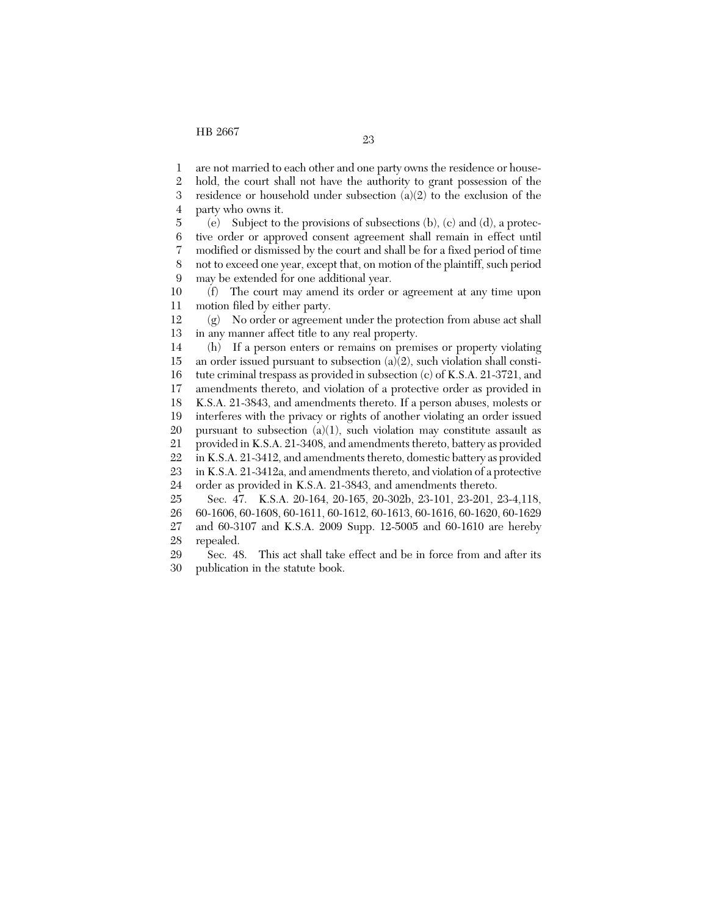are not married to each other and one party owns the residence or household, the court shall not have the authority to grant possession of the residence or household under subsection (a)(2) to the exclusion of the party who owns it.

(e) Subject to the provisions of subsections (b), (c) and (d), a protective order or approved consent agreement shall remain in effect until modified or dismissed by the court and shall be for a fixed period of time not to exceed one year, except that, on motion of the plaintiff, such period may be extended for one additional year.

(f) The court may amend its order or agreement at any time upon motion filed by either party.

(g) No order or agreement under the protection from abuse act shall in any manner affect title to any real property.

(h) If a person enters or remains on premises or property violating an order issued pursuant to subsection (a)(2), such violation shall constitute criminal trespass as provided in subsection (c) of K.S.A. 21-3721, and amendments thereto, and violation of a protective order as provided in K.S.A. 21-3843, and amendments thereto. If a person abuses, molests or interferes with the privacy or rights of another violating an order issued pursuant to subsection (a)(1), such violation may constitute assault as provided in K.S.A. 21-3408, and amendments thereto, battery as provided in K.S.A. 21-3412, and amendments thereto, domestic battery as provided in K.S.A. 21-3412a, and amendments thereto, and violation of a protective order as provided in K.S.A. 21-3843, and amendments thereto.

Sec. 47. K.S.A. 20-164, 20-165, 20-302b, 23-101, 23-201, 23-4,118, 60-1606, 60-1608, 60-1611, 60-1612, 60-1613, 60-1616, 60-1620, 60-1629 and 60-3107 and K.S.A. 2009 Supp. 12-5005 and 60-1610 are hereby repealed.

Sec. 48. This act shall take effect and be in force from and after its publication in the statute book.